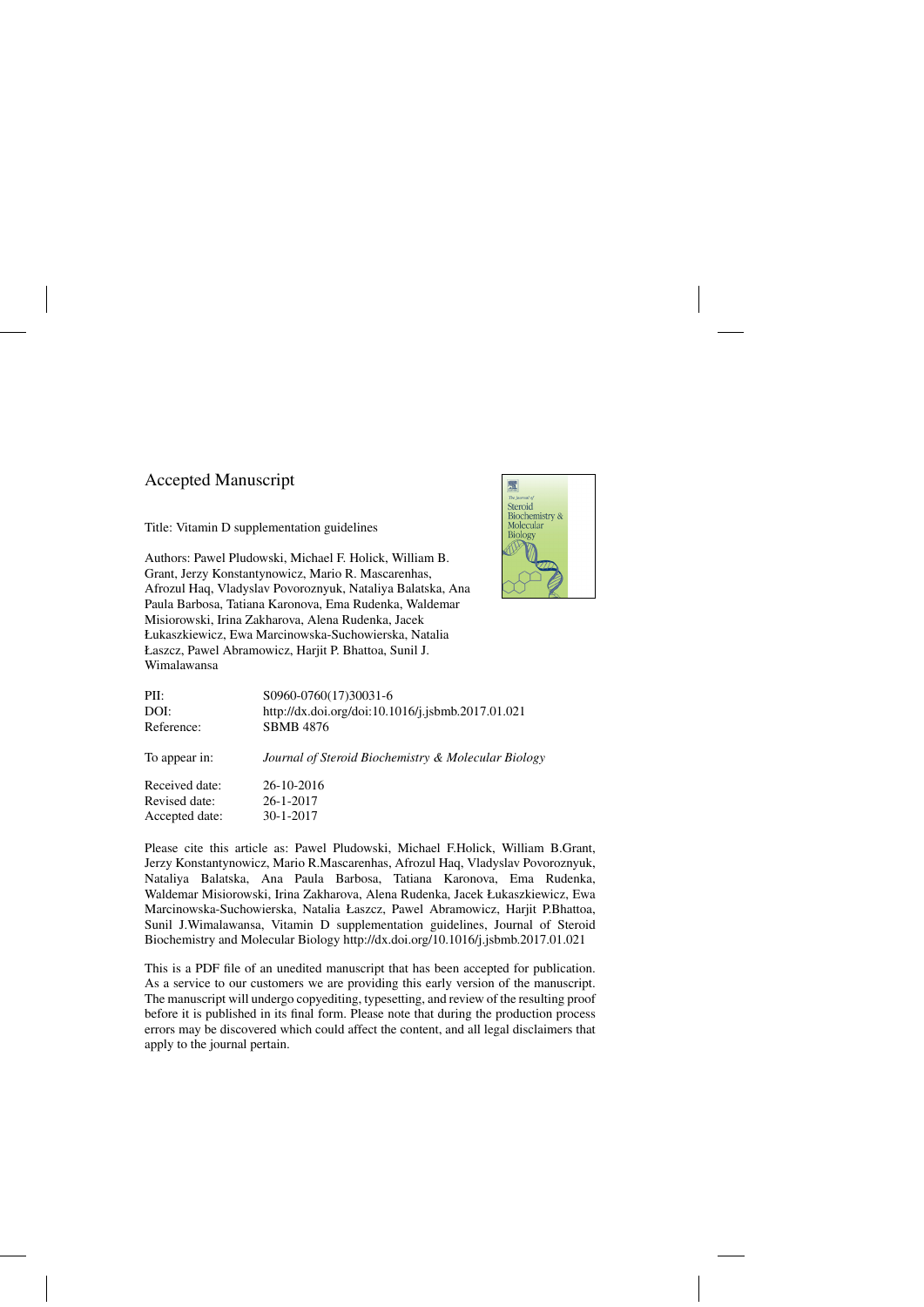Accepted Manuscript

Title: Vitamin D supplementation guidelines

Authors: Pawel Pludowski, Michael F. Holick, William B. Grant, Jerzy Konstantynowicz, Mario R. Mascarenhas, Afrozul Haq, Vladyslav Povoroznyuk, Nataliya Balatska, Ana Paula Barbosa, Tatiana Karonova, Ema Rudenka, Waldemar Misiorowski, Irina Zakharova, Alena Rudenka, Jacek Łukaszkiewicz, Ewa Marcinowska-Suchowierska, Natalia Łaszcz, Pawel Abramowicz, Harjit P. Bhattoa, Sunil J. Wimalawansa

| | |
|---|---|
| PII: | S0960-0760(17)30031-6 |
| DOI: | http://dx.doi.org/doi:10.1016/j.jsbmb.2017.01.021 |
| Reference: | SBMB 4876 |
| To appear in: | *Journal of Steroid Biochemistry & Molecular Biology* |
| Received date: | 26-10-2016 |
| Revised date: | 26-1-2017 |
| Accepted date: | 30-1-2017 |

Please cite this article as: Pawel Pludowski, Michael F.Holick, William B.Grant, Jerzy Konstantynowicz, Mario R.Mascarenhas, Afrozul Haq, Vladyslav Povoroznyuk, Nataliya Balatska, Ana Paula Barbosa, Tatiana Karonova, Ema Rudenka, Waldemar Misiorowski, Irina Zakharova, Alena Rudenka, Jacek Łukaszkiewicz, Ewa Marcinowska-Suchowierska, Natalia Łaszcz, Pawel Abramowicz, Harjit P.Bhattoa, Sunil J.Wimalawansa, Vitamin D supplementation guidelines, Journal of Steroid Biochemistry and Molecular Biology http://dx.doi.org/10.1016/j.jsbmb.2017.01.021

This is a PDF file of an unedited manuscript that has been accepted for publication. As a service to our customers we are providing this early version of the manuscript. The manuscript will undergo copyediting, typesetting, and review of the resulting proof before it is published in its final form. Please note that during the production process errors may be discovered which could affect the content, and all legal disclaimers that apply to the journal pertain.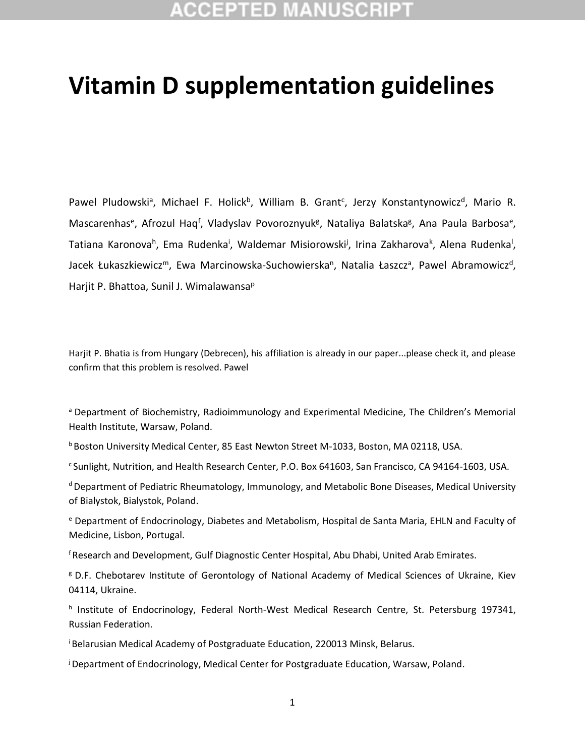# Vitamin D supplementation guidelines

Pawel Pludowski[a], Michael F. Holick[b], William B. Grant[c], Jerzy Konstantynowicz[d], Mario R. Mascarenhas[e], Afrozul Haq[f], Vladyslav Povoroznyuk[g], Nataliya Balatska[g], Ana Paula Barbosa[e], Tatiana Karonova[h], Ema Rudenka[i], Waldemar Misiorowski[j], Irina Zakharova[k], Alena Rudenka[l], Jacek Łukaszkiewicz[m], Ewa Marcinowska-Suchowierska[n], Natalia Łaszcz[a], Pawel Abramowicz[d], Harjit P. Bhattoa, Sunil J. Wimalawansa[p]

Harjit P. Bhatia is from Hungary (Debrecen), his affiliation is already in our paper...please check it, and please confirm that this problem is resolved. Pawel

[a] Department of Biochemistry, Radioimmunology and Experimental Medicine, The Children's Memorial Health Institute, Warsaw, Poland.

[b] Boston University Medical Center, 85 East Newton Street M-1033, Boston, MA 02118, USA.

[c] Sunlight, Nutrition, and Health Research Center, P.O. Box 641603, San Francisco, CA 94164-1603, USA.

[d] Department of Pediatric Rheumatology, Immunology, and Metabolic Bone Diseases, Medical University of Bialystok, Bialystok, Poland.

[e] Department of Endocrinology, Diabetes and Metabolism, Hospital de Santa Maria, EHLN and Faculty of Medicine, Lisbon, Portugal.

[f] Research and Development, Gulf Diagnostic Center Hospital, Abu Dhabi, United Arab Emirates.

[g] D.F. Chebotarev Institute of Gerontology of National Academy of Medical Sciences of Ukraine, Kiev 04114, Ukraine.

[h] Institute of Endocrinology, Federal North-West Medical Research Centre, St. Petersburg 197341, Russian Federation.

[i] Belarusian Medical Academy of Postgraduate Education, 220013 Minsk, Belarus.

[j] Department of Endocrinology, Medical Center for Postgraduate Education, Warsaw, Poland.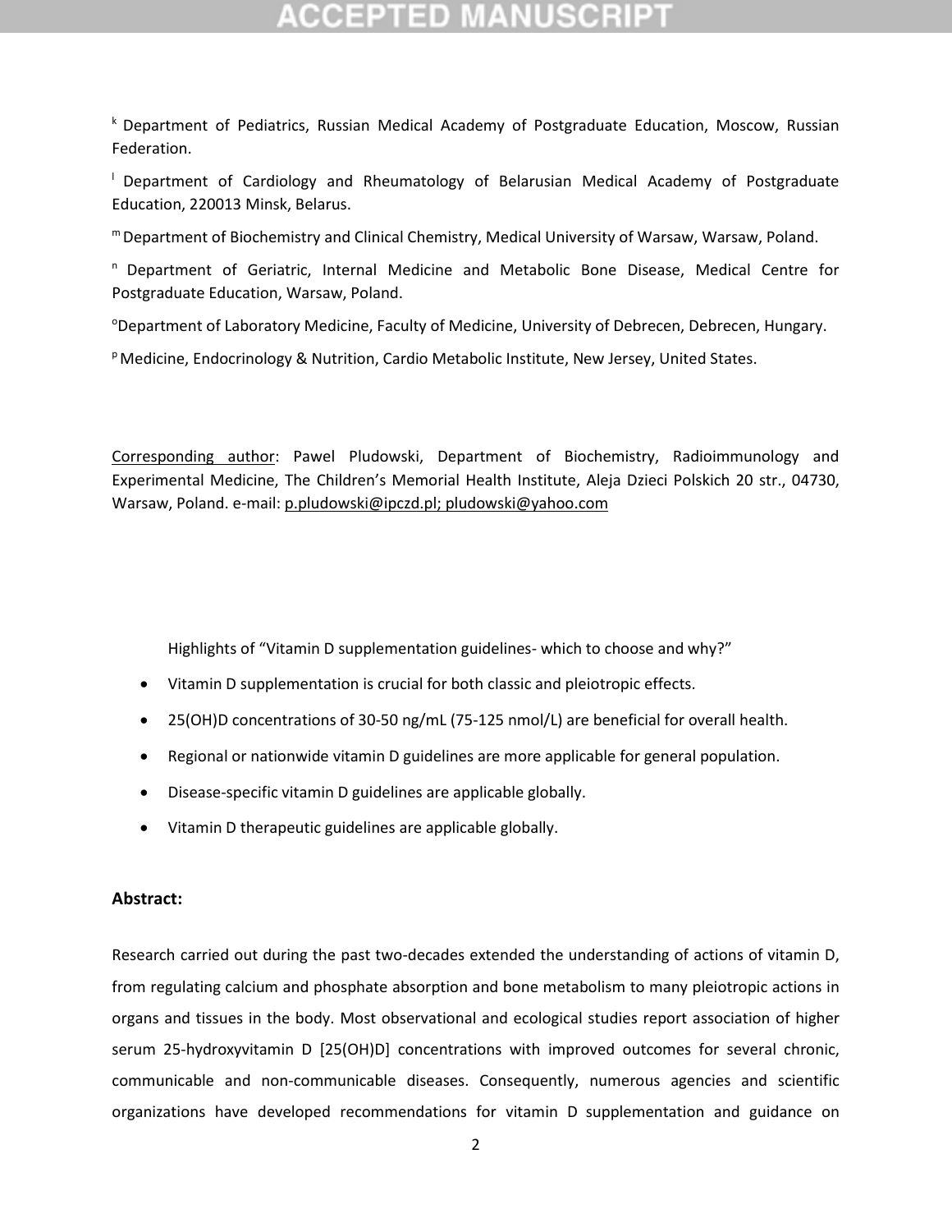[k] Department of Pediatrics, Russian Medical Academy of Postgraduate Education, Moscow, Russian Federation.

[l] Department of Cardiology and Rheumatology of Belarusian Medical Academy of Postgraduate Education, 220013 Minsk, Belarus.

[m] Department of Biochemistry and Clinical Chemistry, Medical University of Warsaw, Warsaw, Poland.

[n] Department of Geriatric, Internal Medicine and Metabolic Bone Disease, Medical Centre for Postgraduate Education, Warsaw, Poland.

[o] Department of Laboratory Medicine, Faculty of Medicine, University of Debrecen, Debrecen, Hungary.

[p] Medicine, Endocrinology & Nutrition, Cardio Metabolic Institute, New Jersey, United States.

Corresponding author: Pawel Pludowski, Department of Biochemistry, Radioimmunology and Experimental Medicine, The Children's Memorial Health Institute, Aleja Dzieci Polskich 20 str., 04730, Warsaw, Poland. e-mail: p.pludowski@ipczd.pl; pludowski@yahoo.com

Highlights of "Vitamin D supplementation guidelines- which to choose and why?"

- Vitamin D supplementation is crucial for both classic and pleiotropic effects.
- 25(OH)D concentrations of 30-50 ng/mL (75-125 nmol/L) are beneficial for overall health.
- Regional or nationwide vitamin D guidelines are more applicable for general population.
- Disease-specific vitamin D guidelines are applicable globally.
- Vitamin D therapeutic guidelines are applicable globally.

## Abstract:

Research carried out during the past two-decades extended the understanding of actions of vitamin D, from regulating calcium and phosphate absorption and bone metabolism to many pleiotropic actions in organs and tissues in the body. Most observational and ecological studies report association of higher serum 25-hydroxyvitamin D [25(OH)D] concentrations with improved outcomes for several chronic, communicable and non-communicable diseases. Consequently, numerous agencies and scientific organizations have developed recommendations for vitamin D supplementation and guidance on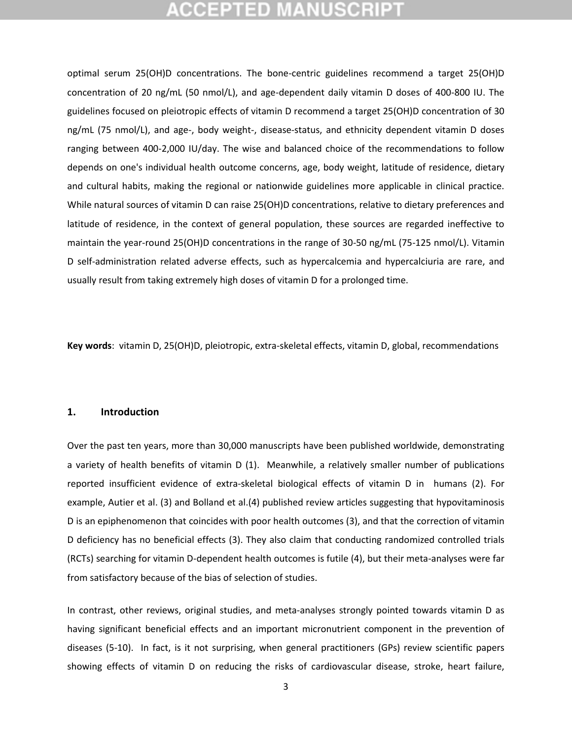optimal serum 25(OH)D concentrations. The bone-centric guidelines recommend a target 25(OH)D concentration of 20 ng/mL (50 nmol/L), and age-dependent daily vitamin D doses of 400-800 IU. The guidelines focused on pleiotropic effects of vitamin D recommend a target 25(OH)D concentration of 30 ng/mL (75 nmol/L), and age-, body weight-, disease-status, and ethnicity dependent vitamin D doses ranging between 400-2,000 IU/day. The wise and balanced choice of the recommendations to follow depends on one's individual health outcome concerns, age, body weight, latitude of residence, dietary and cultural habits, making the regional or nationwide guidelines more applicable in clinical practice. While natural sources of vitamin D can raise 25(OH)D concentrations, relative to dietary preferences and latitude of residence, in the context of general population, these sources are regarded ineffective to maintain the year-round 25(OH)D concentrations in the range of 30-50 ng/mL (75-125 nmol/L). Vitamin D self-administration related adverse effects, such as hypercalcemia and hypercalciuria are rare, and usually result from taking extremely high doses of vitamin D for a prolonged time.

**Key words**: vitamin D, 25(OH)D, pleiotropic, extra-skeletal effects, vitamin D, global, recommendations

## 1. Introduction

Over the past ten years, more than 30,000 manuscripts have been published worldwide, demonstrating a variety of health benefits of vitamin D (1). Meanwhile, a relatively smaller number of publications reported insufficient evidence of extra-skeletal biological effects of vitamin D in humans (2). For example, Autier et al. (3) and Bolland et al.(4) published review articles suggesting that hypovitaminosis D is an epiphenomenon that coincides with poor health outcomes (3), and that the correction of vitamin D deficiency has no beneficial effects (3). They also claim that conducting randomized controlled trials (RCTs) searching for vitamin D-dependent health outcomes is futile (4), but their meta-analyses were far from satisfactory because of the bias of selection of studies.

In contrast, other reviews, original studies, and meta-analyses strongly pointed towards vitamin D as having significant beneficial effects and an important micronutrient component in the prevention of diseases (5-10). In fact, is it not surprising, when general practitioners (GPs) review scientific papers showing effects of vitamin D on reducing the risks of cardiovascular disease, stroke, heart failure,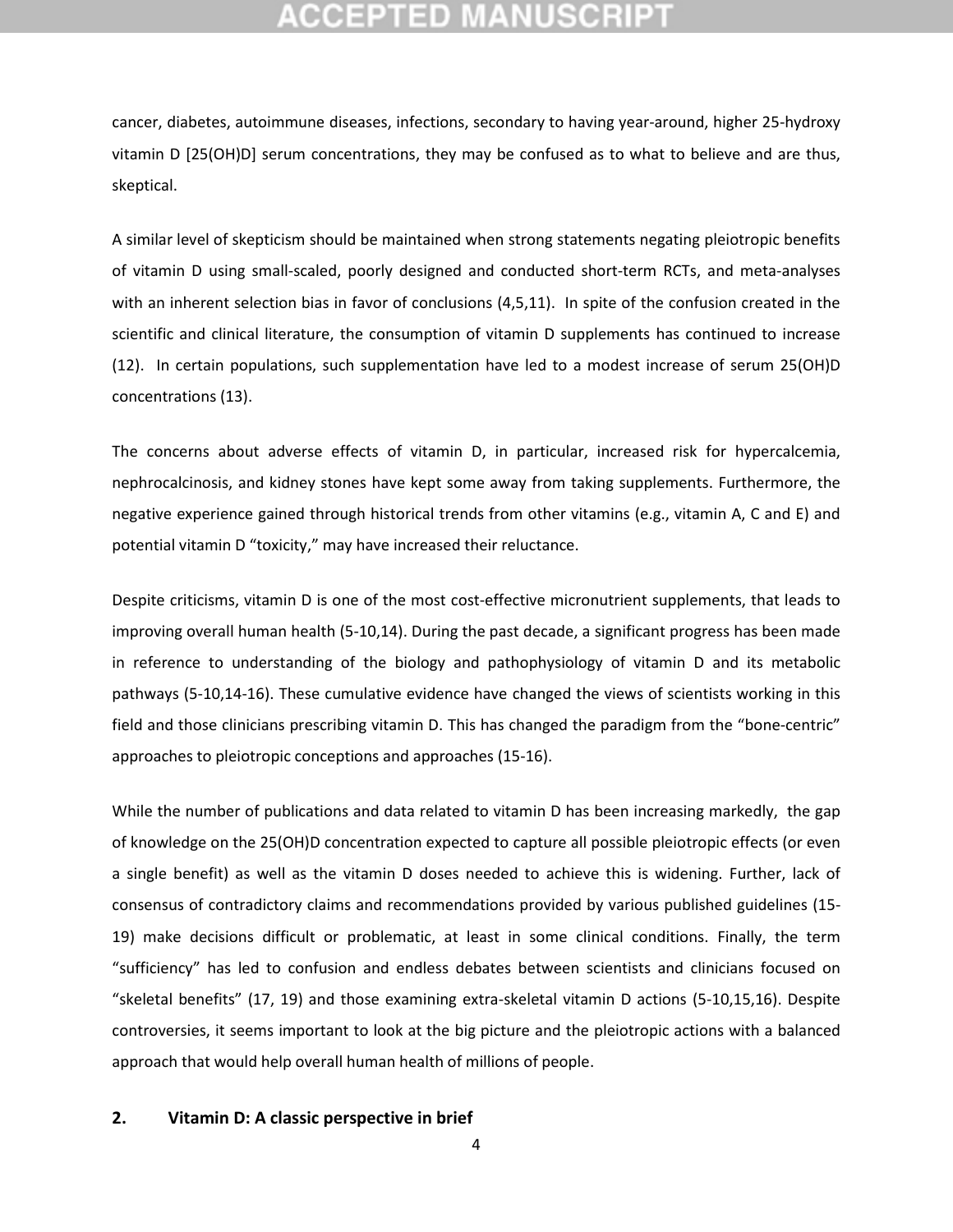cancer, diabetes, autoimmune diseases, infections, secondary to having year-around, higher 25-hydroxy vitamin D [25(OH)D] serum concentrations, they may be confused as to what to believe and are thus, skeptical.

A similar level of skepticism should be maintained when strong statements negating pleiotropic benefits of vitamin D using small-scaled, poorly designed and conducted short-term RCTs, and meta-analyses with an inherent selection bias in favor of conclusions (4,5,11). In spite of the confusion created in the scientific and clinical literature, the consumption of vitamin D supplements has continued to increase (12). In certain populations, such supplementation have led to a modest increase of serum 25(OH)D concentrations (13).

The concerns about adverse effects of vitamin D, in particular, increased risk for hypercalcemia, nephrocalcinosis, and kidney stones have kept some away from taking supplements. Furthermore, the negative experience gained through historical trends from other vitamins (e.g., vitamin A, C and E) and potential vitamin D "toxicity," may have increased their reluctance.

Despite criticisms, vitamin D is one of the most cost-effective micronutrient supplements, that leads to improving overall human health (5-10,14). During the past decade, a significant progress has been made in reference to understanding of the biology and pathophysiology of vitamin D and its metabolic pathways (5-10,14-16). These cumulative evidence have changed the views of scientists working in this field and those clinicians prescribing vitamin D. This has changed the paradigm from the "bone-centric" approaches to pleiotropic conceptions and approaches (15-16).

While the number of publications and data related to vitamin D has been increasing markedly, the gap of knowledge on the 25(OH)D concentration expected to capture all possible pleiotropic effects (or even a single benefit) as well as the vitamin D doses needed to achieve this is widening. Further, lack of consensus of contradictory claims and recommendations provided by various published guidelines (15-19) make decisions difficult or problematic, at least in some clinical conditions. Finally, the term "sufficiency" has led to confusion and endless debates between scientists and clinicians focused on "skeletal benefits" (17, 19) and those examining extra-skeletal vitamin D actions (5-10,15,16). Despite controversies, it seems important to look at the big picture and the pleiotropic actions with a balanced approach that would help overall human health of millions of people.

## 2. Vitamin D: A classic perspective in brief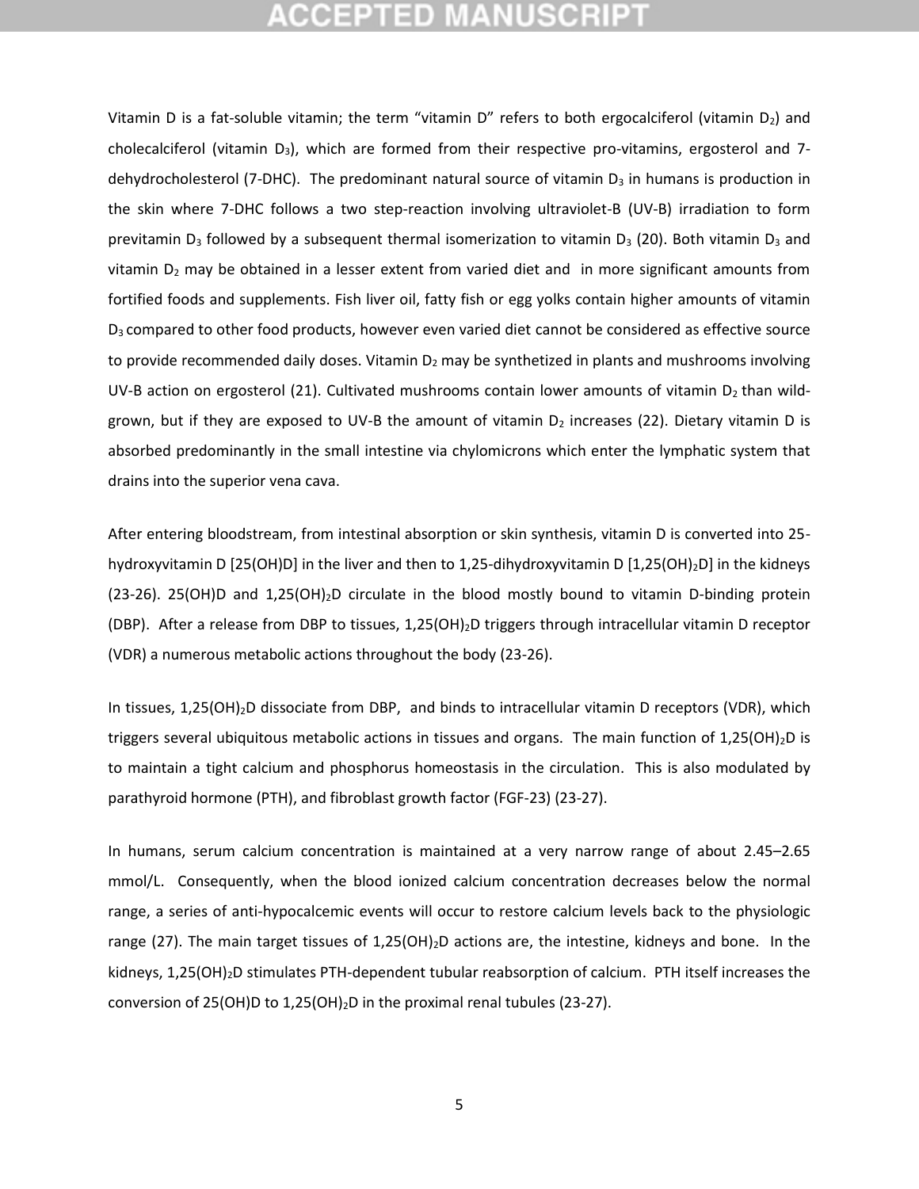Vitamin D is a fat-soluble vitamin; the term “vitamin D” refers to both ergocalciferol (vitamin $D_2$) and cholecalciferol (vitamin $D_3$), which are formed from their respective pro-vitamins, ergosterol and 7-dehydrocholesterol (7-DHC). The predominant natural source of vitamin $D_3$ in humans is production in the skin where 7-DHC follows a two step-reaction involving ultraviolet-B (UV-B) irradiation to form previtamin $D_3$ followed by a subsequent thermal isomerization to vitamin $D_3$ (20). Both vitamin $D_3$ and vitamin $D_2$ may be obtained in a lesser extent from varied diet and in more significant amounts from fortified foods and supplements. Fish liver oil, fatty fish or egg yolks contain higher amounts of vitamin $D_3$ compared to other food products, however even varied diet cannot be considered as effective source to provide recommended daily doses. Vitamin $D_2$ may be synthetized in plants and mushrooms involving UV-B action on ergosterol (21). Cultivated mushrooms contain lower amounts of vitamin $D_2$ than wild-grown, but if they are exposed to UV-B the amount of vitamin $D_2$ increases (22). Dietary vitamin D is absorbed predominantly in the small intestine via chylomicrons which enter the lymphatic system that drains into the superior vena cava.

After entering bloodstream, from intestinal absorption or skin synthesis, vitamin D is converted into 25-hydroxyvitamin D [25(OH)D] in the liver and then to 1,25-dihydroxyvitamin D [1,25$(OH)_2$D] in the kidneys (23-26). 25(OH)D and 1,25$(OH)_2$D circulate in the blood mostly bound to vitamin D-binding protein (DBP). After a release from DBP to tissues, 1,25$(OH)_2$D triggers through intracellular vitamin D receptor (VDR) a numerous metabolic actions throughout the body (23-26).

In tissues, 1,25$(OH)_2$D dissociate from DBP, and binds to intracellular vitamin D receptors (VDR), which triggers several ubiquitous metabolic actions in tissues and organs. The main function of 1,25$(OH)_2$D is to maintain a tight calcium and phosphorus homeostasis in the circulation. This is also modulated by parathyroid hormone (PTH), and fibroblast growth factor (FGF-23) (23-27).

In humans, serum calcium concentration is maintained at a very narrow range of about 2.45–2.65 mmol/L. Consequently, when the blood ionized calcium concentration decreases below the normal range, a series of anti-hypocalcemic events will occur to restore calcium levels back to the physiologic range (27). The main target tissues of 1,25$(OH)_2$D actions are, the intestine, kidneys and bone. In the kidneys, 1,25$(OH)_2$D stimulates PTH-dependent tubular reabsorption of calcium. PTH itself increases the conversion of 25(OH)D to 1,25$(OH)_2$D in the proximal renal tubules (23-27).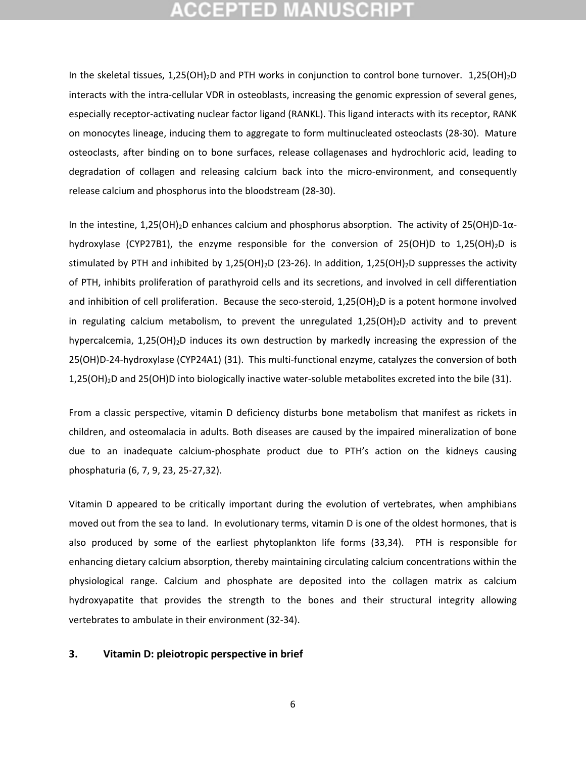In the skeletal tissues, 1,25(OH)$_2$D and PTH works in conjunction to control bone turnover. 1,25(OH)$_2$D interacts with the intra-cellular VDR in osteoblasts, increasing the genomic expression of several genes, especially receptor-activating nuclear factor ligand (RANKL). This ligand interacts with its receptor, RANK on monocytes lineage, inducing them to aggregate to form multinucleated osteoclasts (28-30). Mature osteoclasts, after binding on to bone surfaces, release collagenases and hydrochloric acid, leading to degradation of collagen and releasing calcium back into the micro-environment, and consequently release calcium and phosphorus into the bloodstream (28-30).

In the intestine, 1,25(OH)$_2$D enhances calcium and phosphorus absorption. The activity of 25(OH)D-1α-hydroxylase (CYP27B1), the enzyme responsible for the conversion of 25(OH)D to 1,25(OH)$_2$D is stimulated by PTH and inhibited by 1,25(OH)$_2$D (23-26). In addition, 1,25(OH)$_2$D suppresses the activity of PTH, inhibits proliferation of parathyroid cells and its secretions, and involved in cell differentiation and inhibition of cell proliferation. Because the seco-steroid, 1,25(OH)$_2$D is a potent hormone involved in regulating calcium metabolism, to prevent the unregulated 1,25(OH)$_2$D activity and to prevent hypercalcemia, 1,25(OH)$_2$D induces its own destruction by markedly increasing the expression of the 25(OH)D-24-hydroxylase (CYP24A1) (31). This multi-functional enzyme, catalyzes the conversion of both 1,25(OH)$_2$D and 25(OH)D into biologically inactive water-soluble metabolites excreted into the bile (31).

From a classic perspective, vitamin D deficiency disturbs bone metabolism that manifest as rickets in children, and osteomalacia in adults. Both diseases are caused by the impaired mineralization of bone due to an inadequate calcium-phosphate product due to PTH's action on the kidneys causing phosphaturia (6, 7, 9, 23, 25-27,32).

Vitamin D appeared to be critically important during the evolution of vertebrates, when amphibians moved out from the sea to land. In evolutionary terms, vitamin D is one of the oldest hormones, that is also produced by some of the earliest phytoplankton life forms (33,34). PTH is responsible for enhancing dietary calcium absorption, thereby maintaining circulating calcium concentrations within the physiological range. Calcium and phosphate are deposited into the collagen matrix as calcium hydroxyapatite that provides the strength to the bones and their structural integrity allowing vertebrates to ambulate in their environment (32-34).

## 3. Vitamin D: pleiotropic perspective in brief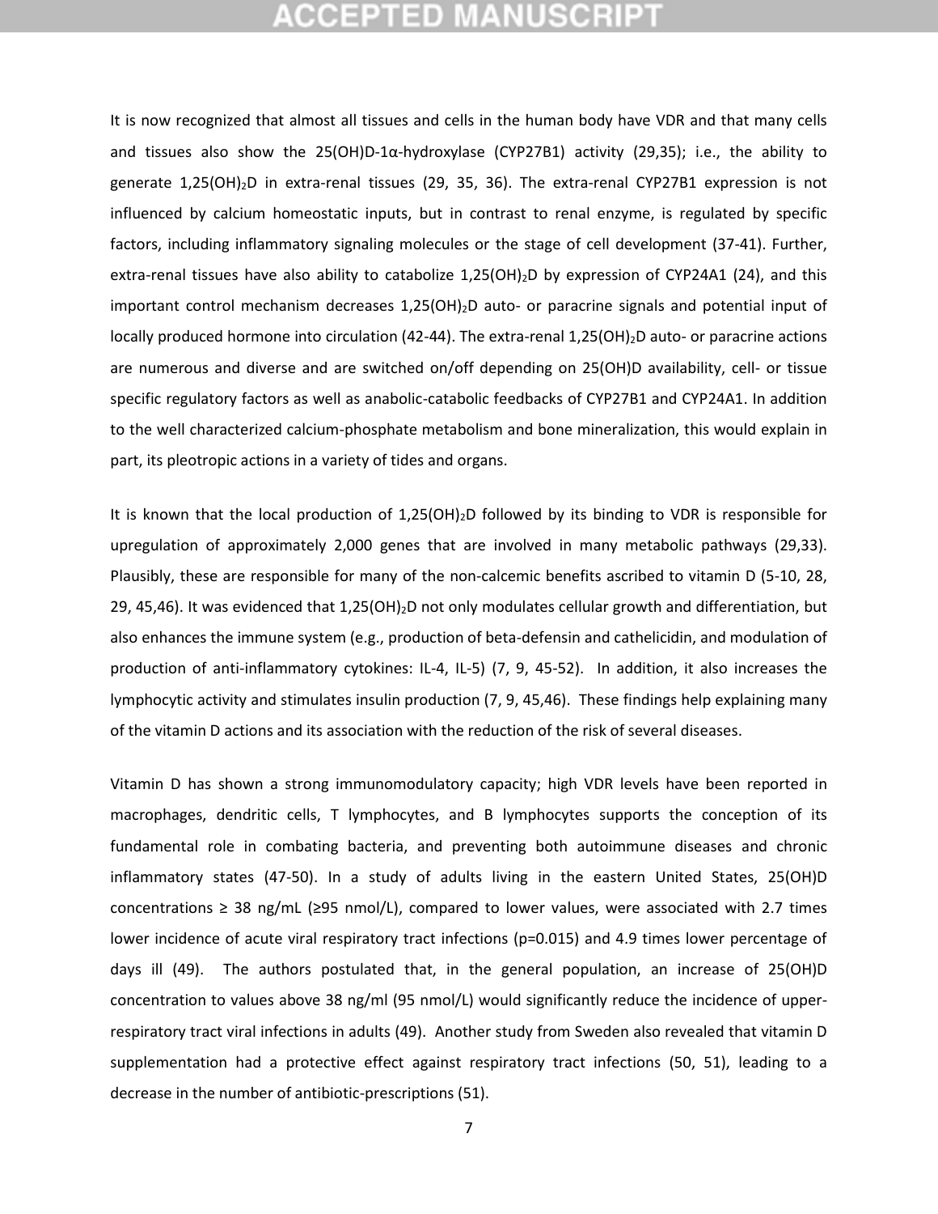It is now recognized that almost all tissues and cells in the human body have VDR and that many cells and tissues also show the 25(OH)D-1α-hydroxylase (CYP27B1) activity (29,35); i.e., the ability to generate $1,25(OH)_2D$ in extra-renal tissues (29, 35, 36). The extra-renal CYP27B1 expression is not influenced by calcium homeostatic inputs, but in contrast to renal enzyme, is regulated by specific factors, including inflammatory signaling molecules or the stage of cell development (37-41). Further, extra-renal tissues have also ability to catabolize $1,25(OH)_2D$ by expression of CYP24A1 (24), and this important control mechanism decreases $1,25(OH)_2D$ auto- or paracrine signals and potential input of locally produced hormone into circulation (42-44). The extra-renal $1,25(OH)_2D$ auto- or paracrine actions are numerous and diverse and are switched on/off depending on 25(OH)D availability, cell- or tissue specific regulatory factors as well as anabolic-catabolic feedbacks of CYP27B1 and CYP24A1. In addition to the well characterized calcium-phosphate metabolism and bone mineralization, this would explain in part, its pleotropic actions in a variety of tides and organs.

It is known that the local production of $1,25(OH)_2D$ followed by its binding to VDR is responsible for upregulation of approximately 2,000 genes that are involved in many metabolic pathways (29,33). Plausibly, these are responsible for many of the non-calcemic benefits ascribed to vitamin D (5-10, 28, 29, 45,46). It was evidenced that $1,25(OH)_2D$ not only modulates cellular growth and differentiation, but also enhances the immune system (e.g., production of beta-defensin and cathelicidin, and modulation of production of anti-inflammatory cytokines: IL-4, IL-5) (7, 9, 45-52). In addition, it also increases the lymphocytic activity and stimulates insulin production (7, 9, 45,46). These findings help explaining many of the vitamin D actions and its association with the reduction of the risk of several diseases.

Vitamin D has shown a strong immunomodulatory capacity; high VDR levels have been reported in macrophages, dendritic cells, T lymphocytes, and B lymphocytes supports the conception of its fundamental role in combating bacteria, and preventing both autoimmune diseases and chronic inflammatory states (47-50). In a study of adults living in the eastern United States, 25(OH)D concentrations ≥ 38 ng/mL (≥95 nmol/L), compared to lower values, were associated with 2.7 times lower incidence of acute viral respiratory tract infections ($p=0.015$) and 4.9 times lower percentage of days ill (49). The authors postulated that, in the general population, an increase of 25(OH)D concentration to values above 38 ng/ml (95 nmol/L) would significantly reduce the incidence of upper-respiratory tract viral infections in adults (49). Another study from Sweden also revealed that vitamin D supplementation had a protective effect against respiratory tract infections (50, 51), leading to a decrease in the number of antibiotic-prescriptions (51).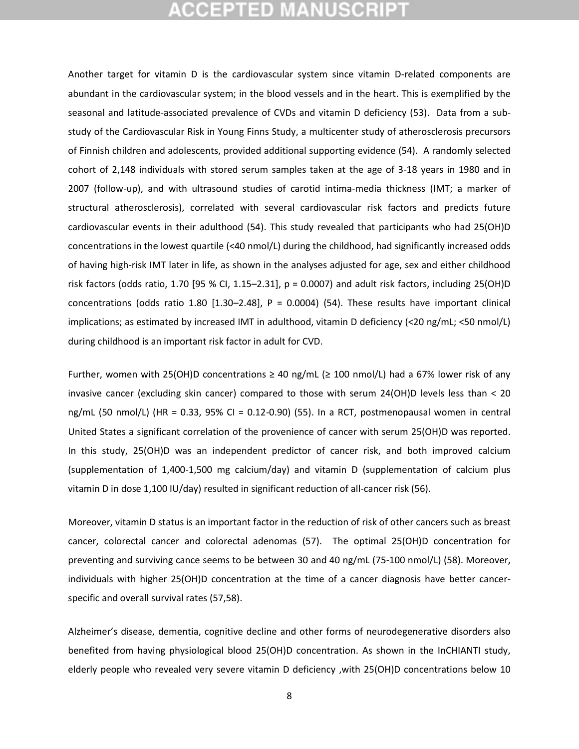Another target for vitamin D is the cardiovascular system since vitamin D-related components are abundant in the cardiovascular system; in the blood vessels and in the heart. This is exemplified by the seasonal and latitude-associated prevalence of CVDs and vitamin D deficiency (53). Data from a sub-study of the Cardiovascular Risk in Young Finns Study, a multicenter study of atherosclerosis precursors of Finnish children and adolescents, provided additional supporting evidence (54). A randomly selected cohort of 2,148 individuals with stored serum samples taken at the age of 3-18 years in 1980 and in 2007 (follow-up), and with ultrasound studies of carotid intima-media thickness (IMT; a marker of structural atherosclerosis), correlated with several cardiovascular risk factors and predicts future cardiovascular events in their adulthood (54). This study revealed that participants who had 25(OH)D concentrations in the lowest quartile (<40 nmol/L) during the childhood, had significantly increased odds of having high-risk IMT later in life, as shown in the analyses adjusted for age, sex and either childhood risk factors (odds ratio, 1.70 [95 % CI, 1.15–2.31], p = 0.0007) and adult risk factors, including 25(OH)D concentrations (odds ratio 1.80 [1.30–2.48], P = 0.0004) (54). These results have important clinical implications; as estimated by increased IMT in adulthood, vitamin D deficiency (<20 ng/mL; <50 nmol/L) during childhood is an important risk factor in adult for CVD.

Further, women with 25(OH)D concentrations ≥ 40 ng/mL (≥ 100 nmol/L) had a 67% lower risk of any invasive cancer (excluding skin cancer) compared to those with serum 24(OH)D levels less than < 20 ng/mL (50 nmol/L) (HR = 0.33, 95% CI = 0.12-0.90) (55). In a RCT, postmenopausal women in central United States a significant correlation of the provenience of cancer with serum 25(OH)D was reported. In this study, 25(OH)D was an independent predictor of cancer risk, and both improved calcium (supplementation of 1,400-1,500 mg calcium/day) and vitamin D (supplementation of calcium plus vitamin D in dose 1,100 IU/day) resulted in significant reduction of all-cancer risk (56).

Moreover, vitamin D status is an important factor in the reduction of risk of other cancers such as breast cancer, colorectal cancer and colorectal adenomas (57). The optimal 25(OH)D concentration for preventing and surviving cance seems to be between 30 and 40 ng/mL (75-100 nmol/L) (58). Moreover, individuals with higher 25(OH)D concentration at the time of a cancer diagnosis have better cancer-specific and overall survival rates (57,58).

Alzheimer's disease, dementia, cognitive decline and other forms of neurodegenerative disorders also benefited from having physiological blood 25(OH)D concentration. As shown in the InCHIANTI study, elderly people who revealed very severe vitamin D deficiency ,with 25(OH)D concentrations below 10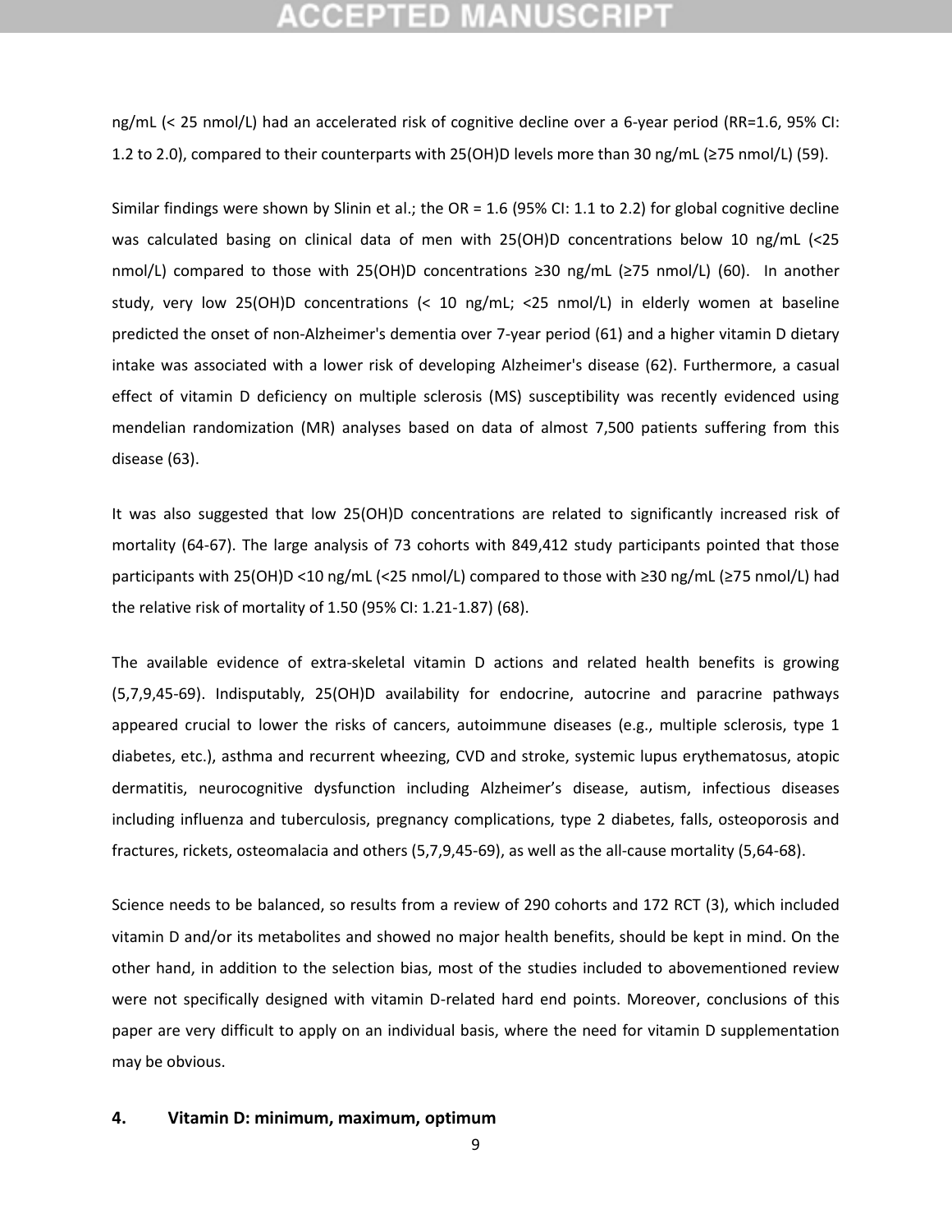ng/mL (< 25 nmol/L) had an accelerated risk of cognitive decline over a 6-year period (RR=1.6, 95% CI: 1.2 to 2.0), compared to their counterparts with 25(OH)D levels more than 30 ng/mL (≥75 nmol/L) (59).

Similar findings were shown by Slinin et al.; the OR = 1.6 (95% CI: 1.1 to 2.2) for global cognitive decline was calculated basing on clinical data of men with 25(OH)D concentrations below 10 ng/mL (<25 nmol/L) compared to those with 25(OH)D concentrations ≥30 ng/mL (≥75 nmol/L) (60). In another study, very low 25(OH)D concentrations (< 10 ng/mL; <25 nmol/L) in elderly women at baseline predicted the onset of non-Alzheimer's dementia over 7-year period (61) and a higher vitamin D dietary intake was associated with a lower risk of developing Alzheimer's disease (62). Furthermore, a casual effect of vitamin D deficiency on multiple sclerosis (MS) susceptibility was recently evidenced using mendelian randomization (MR) analyses based on data of almost 7,500 patients suffering from this disease (63).

It was also suggested that low 25(OH)D concentrations are related to significantly increased risk of mortality (64-67). The large analysis of 73 cohorts with 849,412 study participants pointed that those participants with 25(OH)D <10 ng/mL (<25 nmol/L) compared to those with ≥30 ng/mL (≥75 nmol/L) had the relative risk of mortality of 1.50 (95% CI: 1.21-1.87) (68).

The available evidence of extra-skeletal vitamin D actions and related health benefits is growing (5,7,9,45-69). Indisputably, 25(OH)D availability for endocrine, autocrine and paracrine pathways appeared crucial to lower the risks of cancers, autoimmune diseases (e.g., multiple sclerosis, type 1 diabetes, etc.), asthma and recurrent wheezing, CVD and stroke, systemic lupus erythematosus, atopic dermatitis, neurocognitive dysfunction including Alzheimer's disease, autism, infectious diseases including influenza and tuberculosis, pregnancy complications, type 2 diabetes, falls, osteoporosis and fractures, rickets, osteomalacia and others (5,7,9,45-69), as well as the all-cause mortality (5,64-68).

Science needs to be balanced, so results from a review of 290 cohorts and 172 RCT (3), which included vitamin D and/or its metabolites and showed no major health benefits, should be kept in mind. On the other hand, in addition to the selection bias, most of the studies included to abovementioned review were not specifically designed with vitamin D-related hard end points. Moreover, conclusions of this paper are very difficult to apply on an individual basis, where the need for vitamin D supplementation may be obvious.

## 4. Vitamin D: minimum, maximum, optimum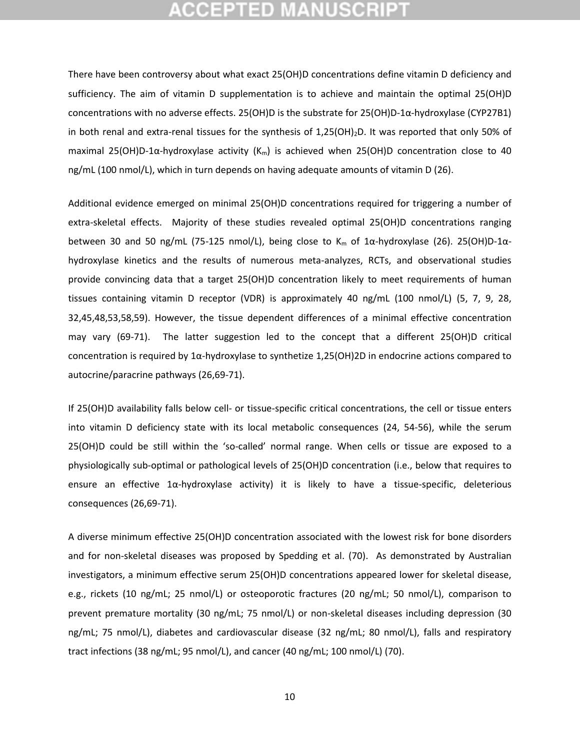There have been controversy about what exact 25(OH)D concentrations define vitamin D deficiency and sufficiency. The aim of vitamin D supplementation is to achieve and maintain the optimal 25(OH)D concentrations with no adverse effects. 25(OH)D is the substrate for 25(OH)D-1α-hydroxylase (CYP27B1) in both renal and extra-renal tissues for the synthesis of $1,25(OH)_2D$. It was reported that only 50% of maximal 25(OH)D-1α-hydroxylase activity ($K_m$) is achieved when 25(OH)D concentration close to 40 ng/mL (100 nmol/L), which in turn depends on having adequate amounts of vitamin D (26).

Additional evidence emerged on minimal 25(OH)D concentrations required for triggering a number of extra-skeletal effects. Majority of these studies revealed optimal 25(OH)D concentrations ranging between 30 and 50 ng/mL (75-125 nmol/L), being close to $K_m$ of 1α-hydroxylase (26). 25(OH)D-1α-hydroxylase kinetics and the results of numerous meta-analyzes, RCTs, and observational studies provide convincing data that a target 25(OH)D concentration likely to meet requirements of human tissues containing vitamin D receptor (VDR) is approximately 40 ng/mL (100 nmol/L) (5, 7, 9, 28, 32,45,48,53,58,59). However, the tissue dependent differences of a minimal effective concentration may vary (69-71). The latter suggestion led to the concept that a different 25(OH)D critical concentration is required by 1α-hydroxylase to synthetize 1,25(OH)2D in endocrine actions compared to autocrine/paracrine pathways (26,69-71).

If 25(OH)D availability falls below cell- or tissue-specific critical concentrations, the cell or tissue enters into vitamin D deficiency state with its local metabolic consequences (24, 54-56), while the serum 25(OH)D could be still within the 'so-called' normal range. When cells or tissue are exposed to a physiologically sub-optimal or pathological levels of 25(OH)D concentration (i.e., below that requires to ensure an effective 1α-hydroxylase activity) it is likely to have a tissue-specific, deleterious consequences (26,69-71).

A diverse minimum effective 25(OH)D concentration associated with the lowest risk for bone disorders and for non-skeletal diseases was proposed by Spedding et al. (70). As demonstrated by Australian investigators, a minimum effective serum 25(OH)D concentrations appeared lower for skeletal disease, e.g., rickets (10 ng/mL; 25 nmol/L) or osteoporotic fractures (20 ng/mL; 50 nmol/L), comparison to prevent premature mortality (30 ng/mL; 75 nmol/L) or non-skeletal diseases including depression (30 ng/mL; 75 nmol/L), diabetes and cardiovascular disease (32 ng/mL; 80 nmol/L), falls and respiratory tract infections (38 ng/mL; 95 nmol/L), and cancer (40 ng/mL; 100 nmol/L) (70).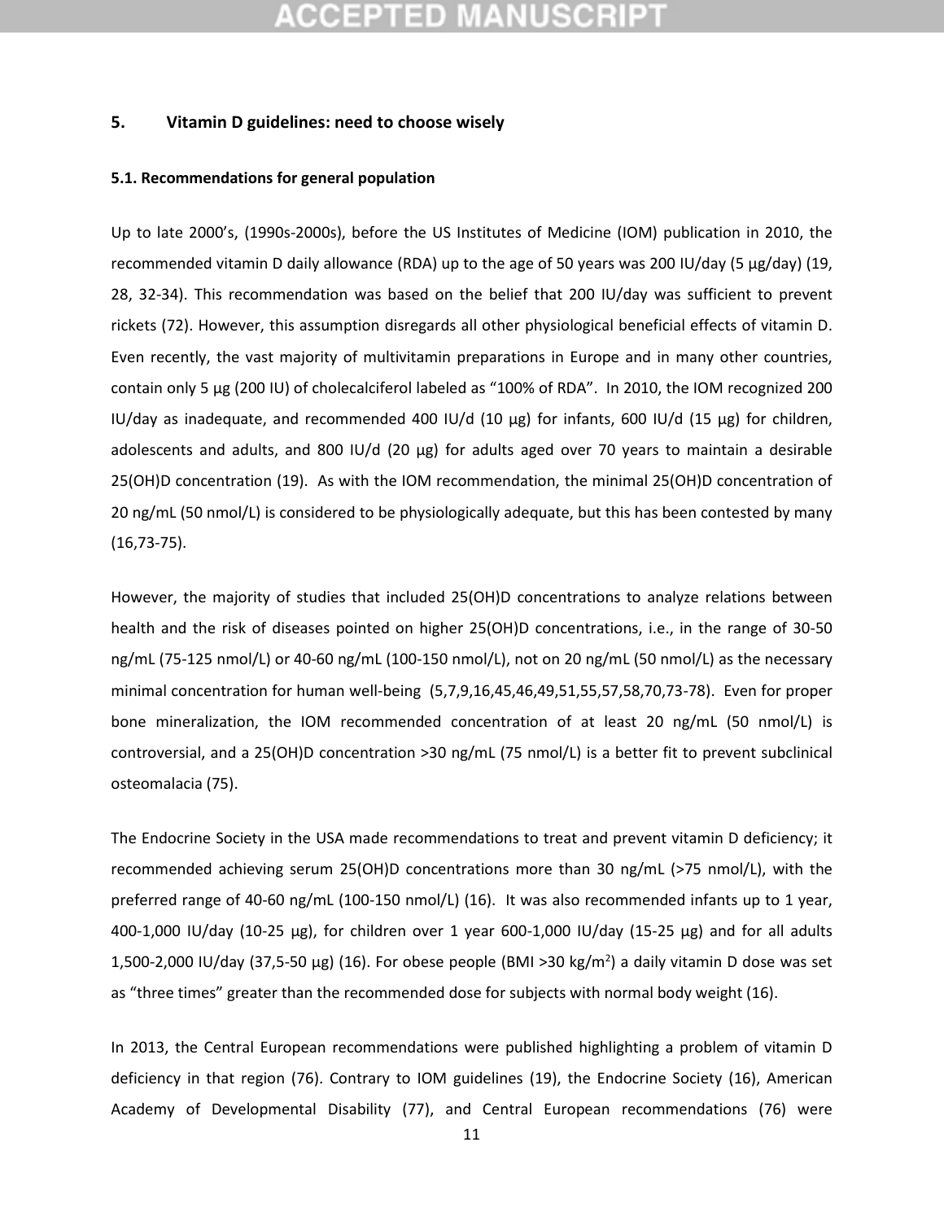## 5. Vitamin D guidelines: need to choose wisely

### 5.1. Recommendations for general population

Up to late 2000's, (1990s-2000s), before the US Institutes of Medicine (IOM) publication in 2010, the recommended vitamin D daily allowance (RDA) up to the age of 50 years was 200 IU/day (5 µg/day) (19, 28, 32-34). This recommendation was based on the belief that 200 IU/day was sufficient to prevent rickets (72). However, this assumption disregards all other physiological beneficial effects of vitamin D. Even recently, the vast majority of multivitamin preparations in Europe and in many other countries, contain only 5 µg (200 IU) of cholecalciferol labeled as "100% of RDA". In 2010, the IOM recognized 200 IU/day as inadequate, and recommended 400 IU/d (10 µg) for infants, 600 IU/d (15 µg) for children, adolescents and adults, and 800 IU/d (20 µg) for adults aged over 70 years to maintain a desirable 25(OH)D concentration (19). As with the IOM recommendation, the minimal 25(OH)D concentration of 20 ng/mL (50 nmol/L) is considered to be physiologically adequate, but this has been contested by many (16,73-75).

However, the majority of studies that included 25(OH)D concentrations to analyze relations between health and the risk of diseases pointed on higher 25(OH)D concentrations, i.e., in the range of 30-50 ng/mL (75-125 nmol/L) or 40-60 ng/mL (100-150 nmol/L), not on 20 ng/mL (50 nmol/L) as the necessary minimal concentration for human well-being (5,7,9,16,45,46,49,51,55,57,58,70,73-78). Even for proper bone mineralization, the IOM recommended concentration of at least 20 ng/mL (50 nmol/L) is controversial, and a 25(OH)D concentration >30 ng/mL (75 nmol/L) is a better fit to prevent subclinical osteomalacia (75).

The Endocrine Society in the USA made recommendations to treat and prevent vitamin D deficiency; it recommended achieving serum 25(OH)D concentrations more than 30 ng/mL (>75 nmol/L), with the preferred range of 40-60 ng/mL (100-150 nmol/L) (16). It was also recommended infants up to 1 year, 400-1,000 IU/day (10-25 µg), for children over 1 year 600-1,000 IU/day (15-25 µg) and for all adults 1,500-2,000 IU/day (37,5-50 µg) (16). For obese people (BMI >30 kg/m$^2$) a daily vitamin D dose was set as "three times" greater than the recommended dose for subjects with normal body weight (16).

In 2013, the Central European recommendations were published highlighting a problem of vitamin D deficiency in that region (76). Contrary to IOM guidelines (19), the Endocrine Society (16), American Academy of Developmental Disability (77), and Central European recommendations (76) were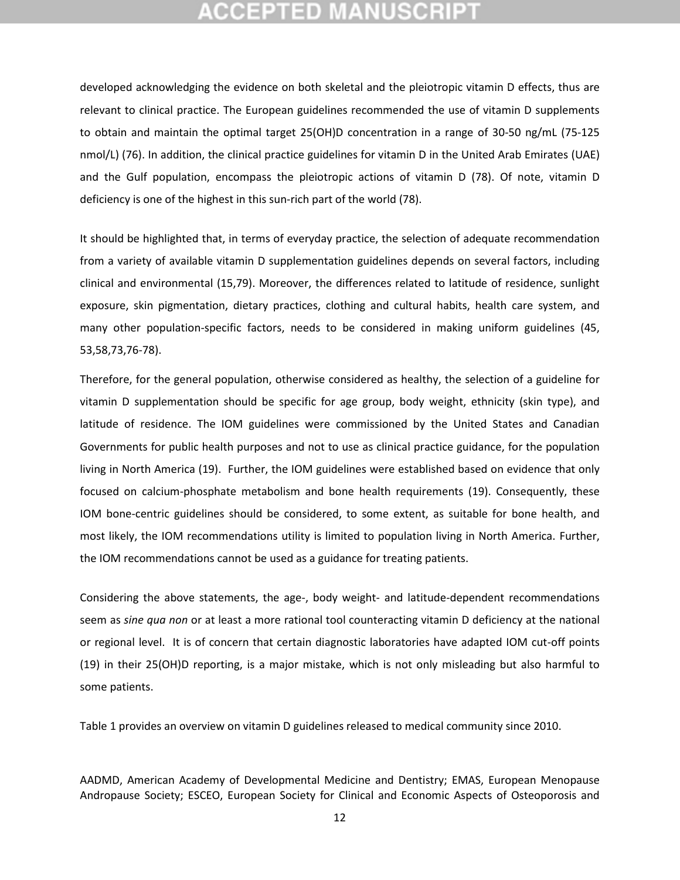developed acknowledging the evidence on both skeletal and the pleiotropic vitamin D effects, thus are relevant to clinical practice. The European guidelines recommended the use of vitamin D supplements to obtain and maintain the optimal target 25(OH)D concentration in a range of 30-50 ng/mL (75-125 nmol/L) (76). In addition, the clinical practice guidelines for vitamin D in the United Arab Emirates (UAE) and the Gulf population, encompass the pleiotropic actions of vitamin D (78). Of note, vitamin D deficiency is one of the highest in this sun-rich part of the world (78).

It should be highlighted that, in terms of everyday practice, the selection of adequate recommendation from a variety of available vitamin D supplementation guidelines depends on several factors, including clinical and environmental (15,79). Moreover, the differences related to latitude of residence, sunlight exposure, skin pigmentation, dietary practices, clothing and cultural habits, health care system, and many other population-specific factors, needs to be considered in making uniform guidelines (45, 53,58,73,76-78).

Therefore, for the general population, otherwise considered as healthy, the selection of a guideline for vitamin D supplementation should be specific for age group, body weight, ethnicity (skin type), and latitude of residence. The IOM guidelines were commissioned by the United States and Canadian Governments for public health purposes and not to use as clinical practice guidance, for the population living in North America (19). Further, the IOM guidelines were established based on evidence that only focused on calcium-phosphate metabolism and bone health requirements (19). Consequently, these IOM bone-centric guidelines should be considered, to some extent, as suitable for bone health, and most likely, the IOM recommendations utility is limited to population living in North America. Further, the IOM recommendations cannot be used as a guidance for treating patients.

Considering the above statements, the age-, body weight- and latitude-dependent recommendations seem as *sine qua non* or at least a more rational tool counteracting vitamin D deficiency at the national or regional level. It is of concern that certain diagnostic laboratories have adapted IOM cut-off points (19) in their 25(OH)D reporting, is a major mistake, which is not only misleading but also harmful to some patients.

Table 1 provides an overview on vitamin D guidelines released to medical community since 2010.

AADMD, American Academy of Developmental Medicine and Dentistry; EMAS, European Menopause Andropause Society; ESCEO, European Society for Clinical and Economic Aspects of Osteoporosis and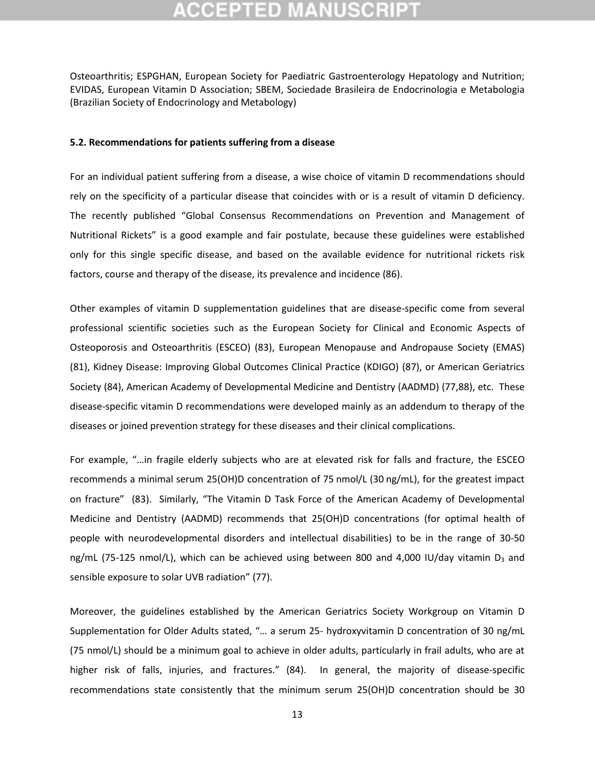Osteoarthritis; ESPGHAN, European Society for Paediatric Gastroenterology Hepatology and Nutrition; EVIDAS, European Vitamin D Association; SBEM, Sociedade Brasileira de Endocrinologia e Metabologia (Brazilian Society of Endocrinology and Metabology)

### 5.2. Recommendations for patients suffering from a disease

For an individual patient suffering from a disease, a wise choice of vitamin D recommendations should rely on the specificity of a particular disease that coincides with or is a result of vitamin D deficiency. The recently published "Global Consensus Recommendations on Prevention and Management of Nutritional Rickets" is a good example and fair postulate, because these guidelines were established only for this single specific disease, and based on the available evidence for nutritional rickets risk factors, course and therapy of the disease, its prevalence and incidence (86).

Other examples of vitamin D supplementation guidelines that are disease-specific come from several professional scientific societies such as the European Society for Clinical and Economic Aspects of Osteoporosis and Osteoarthritis (ESCEO) (83), European Menopause and Andropause Society (EMAS) (81), Kidney Disease: Improving Global Outcomes Clinical Practice (KDIGO) (87), or American Geriatrics Society (84), American Academy of Developmental Medicine and Dentistry (AADMD) (77,88), etc. These disease-specific vitamin D recommendations were developed mainly as an addendum to therapy of the diseases or joined prevention strategy for these diseases and their clinical complications.

For example, "…in fragile elderly subjects who are at elevated risk for falls and fracture, the ESCEO recommends a minimal serum 25(OH)D concentration of 75 nmol/L (30 ng/mL), for the greatest impact on fracture" (83). Similarly, "The Vitamin D Task Force of the American Academy of Developmental Medicine and Dentistry (AADMD) recommends that 25(OH)D concentrations (for optimal health of people with neurodevelopmental disorders and intellectual disabilities) to be in the range of 30-50 ng/mL (75-125 nmol/L), which can be achieved using between 800 and 4,000 IU/day vitamin $D_3$ and sensible exposure to solar UVB radiation" (77).

Moreover, the guidelines established by the American Geriatrics Society Workgroup on Vitamin D Supplementation for Older Adults stated, "… a serum 25- hydroxyvitamin D concentration of 30 ng/mL (75 nmol/L) should be a minimum goal to achieve in older adults, particularly in frail adults, who are at higher risk of falls, injuries, and fractures." (84). In general, the majority of disease-specific recommendations state consistently that the minimum serum 25(OH)D concentration should be 30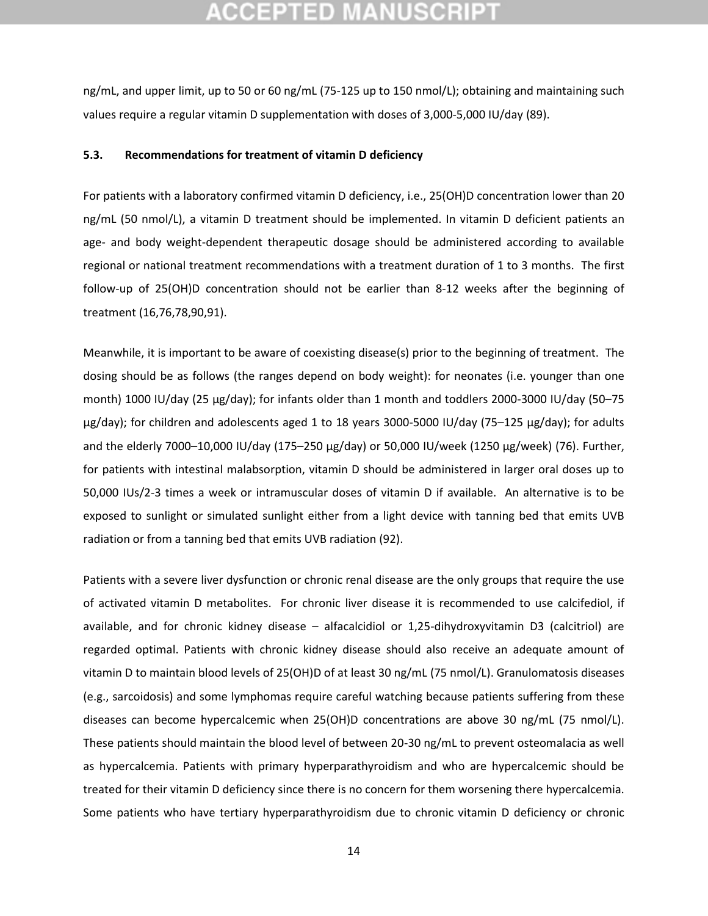ng/mL, and upper limit, up to 50 or 60 ng/mL (75-125 up to 150 nmol/L); obtaining and maintaining such values require a regular vitamin D supplementation with doses of 3,000-5,000 IU/day (89).

### 5.3. Recommendations for treatment of vitamin D deficiency

For patients with a laboratory confirmed vitamin D deficiency, i.e., 25(OH)D concentration lower than 20 ng/mL (50 nmol/L), a vitamin D treatment should be implemented. In vitamin D deficient patients an age- and body weight-dependent therapeutic dosage should be administered according to available regional or national treatment recommendations with a treatment duration of 1 to 3 months. The first follow-up of 25(OH)D concentration should not be earlier than 8-12 weeks after the beginning of treatment (16,76,78,90,91).

Meanwhile, it is important to be aware of coexisting disease(s) prior to the beginning of treatment. The dosing should be as follows (the ranges depend on body weight): for neonates (i.e. younger than one month) 1000 IU/day (25 μg/day); for infants older than 1 month and toddlers 2000-3000 IU/day (50–75 μg/day); for children and adolescents aged 1 to 18 years 3000-5000 IU/day (75–125 μg/day); for adults and the elderly 7000–10,000 IU/day (175–250 μg/day) or 50,000 IU/week (1250 μg/week) (76). Further, for patients with intestinal malabsorption, vitamin D should be administered in larger oral doses up to 50,000 IUs/2-3 times a week or intramuscular doses of vitamin D if available. An alternative is to be exposed to sunlight or simulated sunlight either from a light device with tanning bed that emits UVB radiation or from a tanning bed that emits UVB radiation (92).

Patients with a severe liver dysfunction or chronic renal disease are the only groups that require the use of activated vitamin D metabolites. For chronic liver disease it is recommended to use calcifediol, if available, and for chronic kidney disease – alfacalcidiol or 1,25-dihydroxyvitamin D3 (calcitriol) are regarded optimal. Patients with chronic kidney disease should also receive an adequate amount of vitamin D to maintain blood levels of 25(OH)D of at least 30 ng/mL (75 nmol/L). Granulomatosis diseases (e.g., sarcoidosis) and some lymphomas require careful watching because patients suffering from these diseases can become hypercalcemic when 25(OH)D concentrations are above 30 ng/mL (75 nmol/L). These patients should maintain the blood level of between 20-30 ng/mL to prevent osteomalacia as well as hypercalcemia. Patients with primary hyperparathyroidism and who are hypercalcemic should be treated for their vitamin D deficiency since there is no concern for them worsening there hypercalcemia. Some patients who have tertiary hyperparathyroidism due to chronic vitamin D deficiency or chronic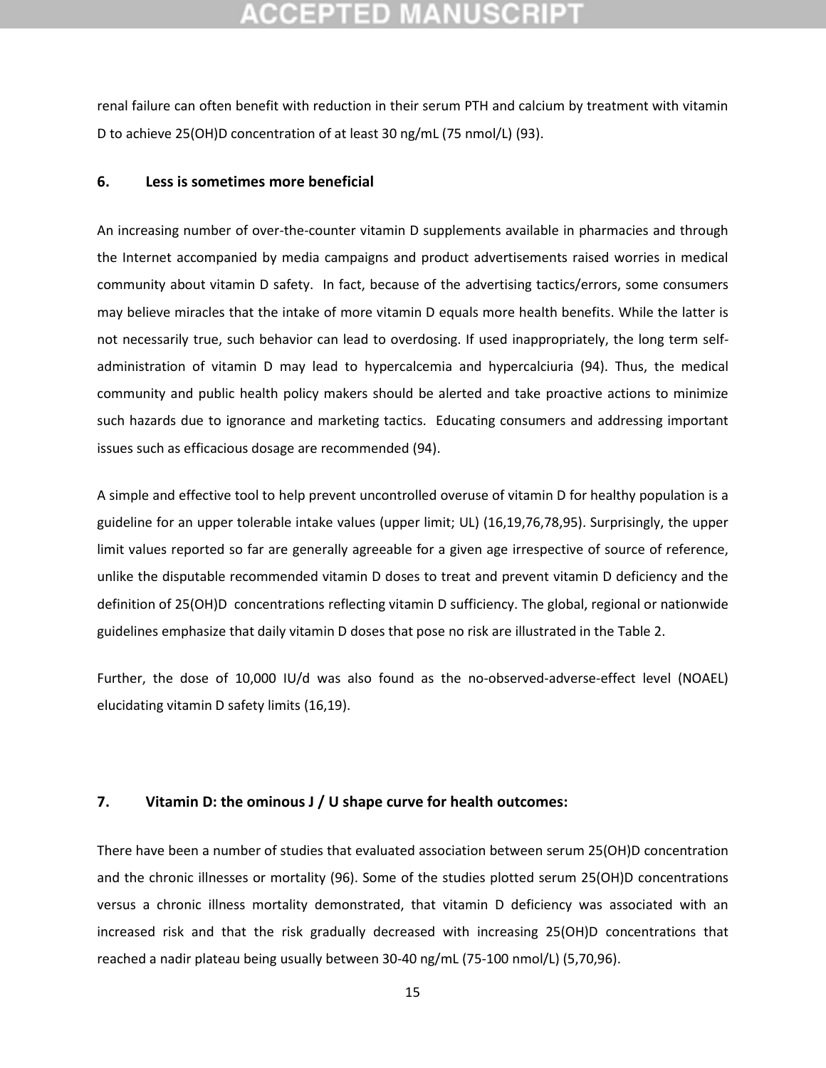renal failure can often benefit with reduction in their serum PTH and calcium by treatment with vitamin D to achieve 25(OH)D concentration of at least 30 ng/mL (75 nmol/L) (93).

## 6. Less is sometimes more beneficial

An increasing number of over-the-counter vitamin D supplements available in pharmacies and through the Internet accompanied by media campaigns and product advertisements raised worries in medical community about vitamin D safety. In fact, because of the advertising tactics/errors, some consumers may believe miracles that the intake of more vitamin D equals more health benefits. While the latter is not necessarily true, such behavior can lead to overdosing. If used inappropriately, the long term self-administration of vitamin D may lead to hypercalcemia and hypercalciuria (94). Thus, the medical community and public health policy makers should be alerted and take proactive actions to minimize such hazards due to ignorance and marketing tactics. Educating consumers and addressing important issues such as efficacious dosage are recommended (94).

A simple and effective tool to help prevent uncontrolled overuse of vitamin D for healthy population is a guideline for an upper tolerable intake values (upper limit; UL) (16,19,76,78,95). Surprisingly, the upper limit values reported so far are generally agreeable for a given age irrespective of source of reference, unlike the disputable recommended vitamin D doses to treat and prevent vitamin D deficiency and the definition of 25(OH)D concentrations reflecting vitamin D sufficiency. The global, regional or nationwide guidelines emphasize that daily vitamin D doses that pose no risk are illustrated in the Table 2.

Further, the dose of 10,000 IU/d was also found as the no-observed-adverse-effect level (NOAEL) elucidating vitamin D safety limits (16,19).

## 7. Vitamin D: the ominous J / U shape curve for health outcomes:

There have been a number of studies that evaluated association between serum 25(OH)D concentration and the chronic illnesses or mortality (96). Some of the studies plotted serum 25(OH)D concentrations versus a chronic illness mortality demonstrated, that vitamin D deficiency was associated with an increased risk and that the risk gradually decreased with increasing 25(OH)D concentrations that reached a nadir plateau being usually between 30-40 ng/mL (75-100 nmol/L) (5,70,96).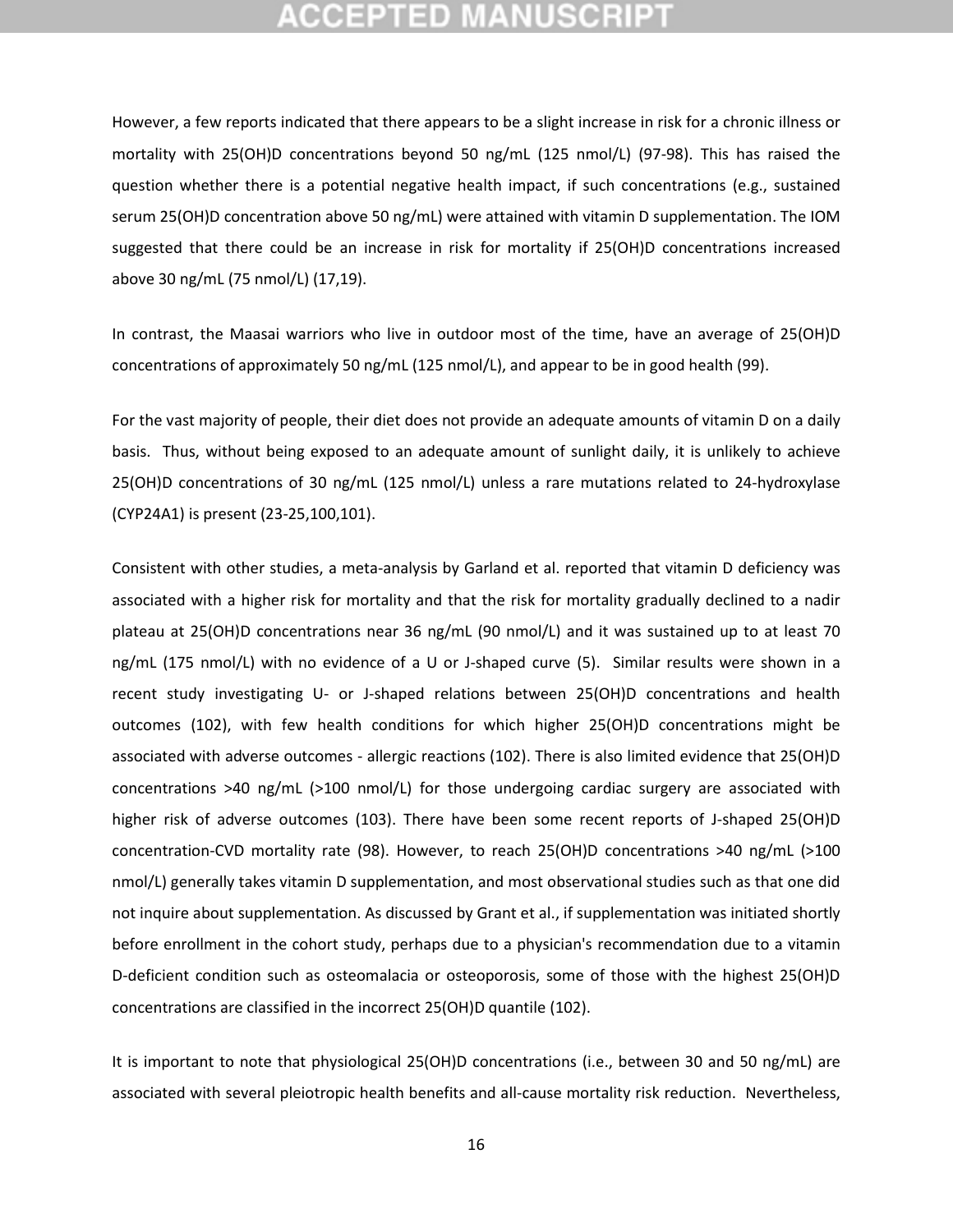However, a few reports indicated that there appears to be a slight increase in risk for a chronic illness or mortality with 25(OH)D concentrations beyond 50 ng/mL (125 nmol/L) (97-98). This has raised the question whether there is a potential negative health impact, if such concentrations (e.g., sustained serum 25(OH)D concentration above 50 ng/mL) were attained with vitamin D supplementation. The IOM suggested that there could be an increase in risk for mortality if 25(OH)D concentrations increased above 30 ng/mL (75 nmol/L) (17,19).

In contrast, the Maasai warriors who live in outdoor most of the time, have an average of 25(OH)D concentrations of approximately 50 ng/mL (125 nmol/L), and appear to be in good health (99).

For the vast majority of people, their diet does not provide an adequate amounts of vitamin D on a daily basis. Thus, without being exposed to an adequate amount of sunlight daily, it is unlikely to achieve 25(OH)D concentrations of 30 ng/mL (125 nmol/L) unless a rare mutations related to 24-hydroxylase (CYP24A1) is present (23-25,100,101).

Consistent with other studies, a meta-analysis by Garland et al. reported that vitamin D deficiency was associated with a higher risk for mortality and that the risk for mortality gradually declined to a nadir plateau at 25(OH)D concentrations near 36 ng/mL (90 nmol/L) and it was sustained up to at least 70 ng/mL (175 nmol/L) with no evidence of a U or J-shaped curve (5). Similar results were shown in a recent study investigating U- or J-shaped relations between 25(OH)D concentrations and health outcomes (102), with few health conditions for which higher 25(OH)D concentrations might be associated with adverse outcomes - allergic reactions (102). There is also limited evidence that 25(OH)D concentrations >40 ng/mL (>100 nmol/L) for those undergoing cardiac surgery are associated with higher risk of adverse outcomes (103). There have been some recent reports of J-shaped 25(OH)D concentration-CVD mortality rate (98). However, to reach 25(OH)D concentrations >40 ng/mL (>100 nmol/L) generally takes vitamin D supplementation, and most observational studies such as that one did not inquire about supplementation. As discussed by Grant et al., if supplementation was initiated shortly before enrollment in the cohort study, perhaps due to a physician's recommendation due to a vitamin D-deficient condition such as osteomalacia or osteoporosis, some of those with the highest 25(OH)D concentrations are classified in the incorrect 25(OH)D quantile (102).

It is important to note that physiological 25(OH)D concentrations (i.e., between 30 and 50 ng/mL) are associated with several pleiotropic health benefits and all-cause mortality risk reduction. Nevertheless,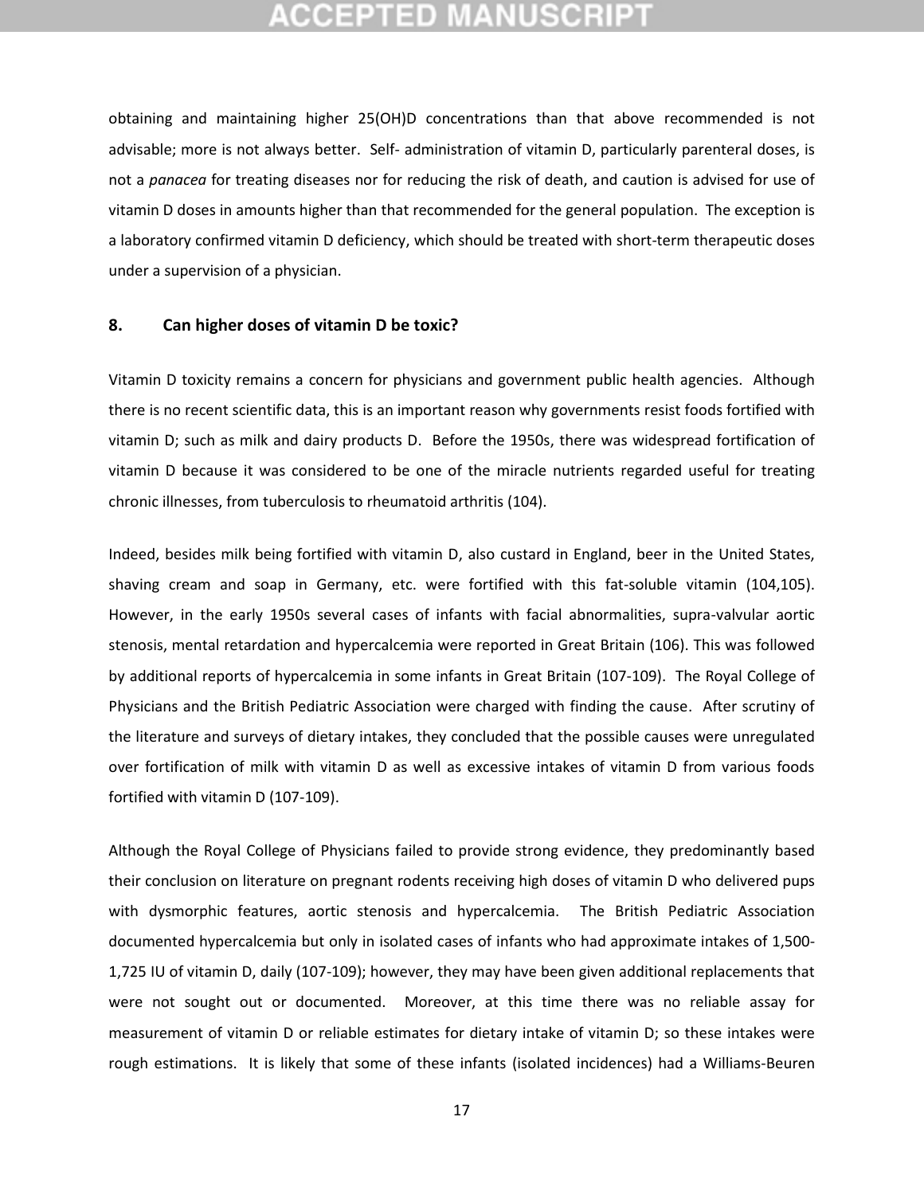obtaining and maintaining higher 25(OH)D concentrations than that above recommended is not advisable; more is not always better. Self- administration of vitamin D, particularly parenteral doses, is not a *panacea* for treating diseases nor for reducing the risk of death, and caution is advised for use of vitamin D doses in amounts higher than that recommended for the general population. The exception is a laboratory confirmed vitamin D deficiency, which should be treated with short-term therapeutic doses under a supervision of a physician.

## 8. Can higher doses of vitamin D be toxic?

Vitamin D toxicity remains a concern for physicians and government public health agencies. Although there is no recent scientific data, this is an important reason why governments resist foods fortified with vitamin D; such as milk and dairy products D. Before the 1950s, there was widespread fortification of vitamin D because it was considered to be one of the miracle nutrients regarded useful for treating chronic illnesses, from tuberculosis to rheumatoid arthritis (104).

Indeed, besides milk being fortified with vitamin D, also custard in England, beer in the United States, shaving cream and soap in Germany, etc. were fortified with this fat-soluble vitamin (104,105). However, in the early 1950s several cases of infants with facial abnormalities, supra-valvular aortic stenosis, mental retardation and hypercalcemia were reported in Great Britain (106). This was followed by additional reports of hypercalcemia in some infants in Great Britain (107-109). The Royal College of Physicians and the British Pediatric Association were charged with finding the cause. After scrutiny of the literature and surveys of dietary intakes, they concluded that the possible causes were unregulated over fortification of milk with vitamin D as well as excessive intakes of vitamin D from various foods fortified with vitamin D (107-109).

Although the Royal College of Physicians failed to provide strong evidence, they predominantly based their conclusion on literature on pregnant rodents receiving high doses of vitamin D who delivered pups with dysmorphic features, aortic stenosis and hypercalcemia. The British Pediatric Association documented hypercalcemia but only in isolated cases of infants who had approximate intakes of 1,500-1,725 IU of vitamin D, daily (107-109); however, they may have been given additional replacements that were not sought out or documented. Moreover, at this time there was no reliable assay for measurement of vitamin D or reliable estimates for dietary intake of vitamin D; so these intakes were rough estimations. It is likely that some of these infants (isolated incidences) had a Williams-Beuren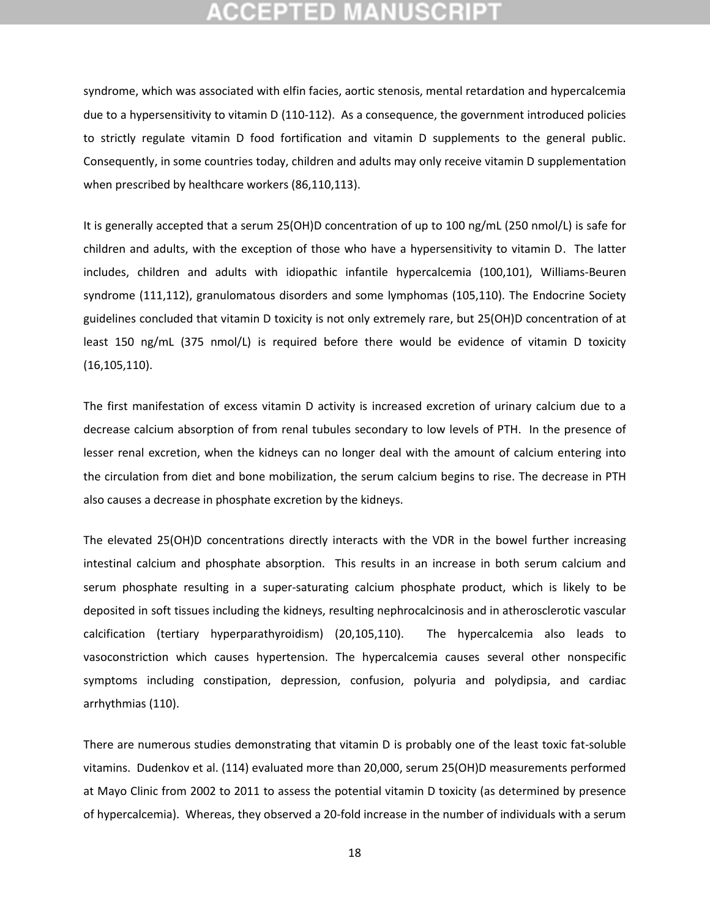syndrome, which was associated with elfin facies, aortic stenosis, mental retardation and hypercalcemia due to a hypersensitivity to vitamin D (110-112). As a consequence, the government introduced policies to strictly regulate vitamin D food fortification and vitamin D supplements to the general public. Consequently, in some countries today, children and adults may only receive vitamin D supplementation when prescribed by healthcare workers (86,110,113).

It is generally accepted that a serum 25(OH)D concentration of up to 100 ng/mL (250 nmol/L) is safe for children and adults, with the exception of those who have a hypersensitivity to vitamin D. The latter includes, children and adults with idiopathic infantile hypercalcemia (100,101), Williams-Beuren syndrome (111,112), granulomatous disorders and some lymphomas (105,110). The Endocrine Society guidelines concluded that vitamin D toxicity is not only extremely rare, but 25(OH)D concentration of at least 150 ng/mL (375 nmol/L) is required before there would be evidence of vitamin D toxicity (16,105,110).

The first manifestation of excess vitamin D activity is increased excretion of urinary calcium due to a decrease calcium absorption of from renal tubules secondary to low levels of PTH. In the presence of lesser renal excretion, when the kidneys can no longer deal with the amount of calcium entering into the circulation from diet and bone mobilization, the serum calcium begins to rise. The decrease in PTH also causes a decrease in phosphate excretion by the kidneys.

The elevated 25(OH)D concentrations directly interacts with the VDR in the bowel further increasing intestinal calcium and phosphate absorption. This results in an increase in both serum calcium and serum phosphate resulting in a super-saturating calcium phosphate product, which is likely to be deposited in soft tissues including the kidneys, resulting nephrocalcinosis and in atherosclerotic vascular calcification (tertiary hyperparathyroidism) (20,105,110). The hypercalcemia also leads to vasoconstriction which causes hypertension. The hypercalcemia causes several other nonspecific symptoms including constipation, depression, confusion, polyuria and polydipsia, and cardiac arrhythmias (110).

There are numerous studies demonstrating that vitamin D is probably one of the least toxic fat-soluble vitamins. Dudenkov et al. (114) evaluated more than 20,000, serum 25(OH)D measurements performed at Mayo Clinic from 2002 to 2011 to assess the potential vitamin D toxicity (as determined by presence of hypercalcemia). Whereas, they observed a 20-fold increase in the number of individuals with a serum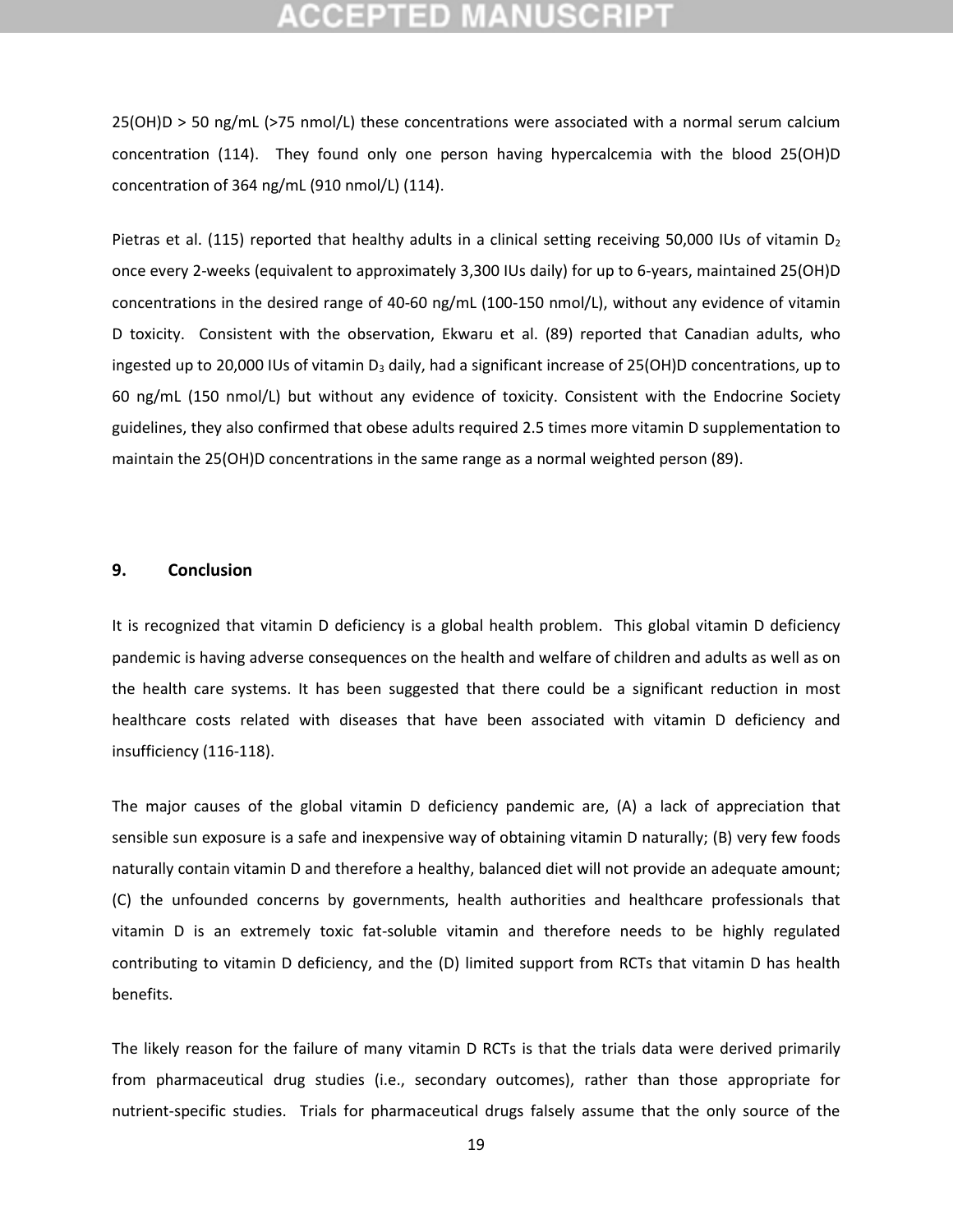25(OH)D > 50 ng/mL (>75 nmol/L) these concentrations were associated with a normal serum calcium concentration (114). They found only one person having hypercalcemia with the blood 25(OH)D concentration of 364 ng/mL (910 nmol/L) (114).

Pietras et al. (115) reported that healthy adults in a clinical setting receiving 50,000 IUs of vitamin $D_2$ once every 2-weeks (equivalent to approximately 3,300 IUs daily) for up to 6-years, maintained 25(OH)D concentrations in the desired range of 40-60 ng/mL (100-150 nmol/L), without any evidence of vitamin D toxicity. Consistent with the observation, Ekwaru et al. (89) reported that Canadian adults, who ingested up to 20,000 IUs of vitamin $D_3$ daily, had a significant increase of 25(OH)D concentrations, up to 60 ng/mL (150 nmol/L) but without any evidence of toxicity. Consistent with the Endocrine Society guidelines, they also confirmed that obese adults required 2.5 times more vitamin D supplementation to maintain the 25(OH)D concentrations in the same range as a normal weighted person (89).

## 9. Conclusion

It is recognized that vitamin D deficiency is a global health problem. This global vitamin D deficiency pandemic is having adverse consequences on the health and welfare of children and adults as well as on the health care systems. It has been suggested that there could be a significant reduction in most healthcare costs related with diseases that have been associated with vitamin D deficiency and insufficiency (116-118).

The major causes of the global vitamin D deficiency pandemic are, (A) a lack of appreciation that sensible sun exposure is a safe and inexpensive way of obtaining vitamin D naturally; (B) very few foods naturally contain vitamin D and therefore a healthy, balanced diet will not provide an adequate amount; (C) the unfounded concerns by governments, health authorities and healthcare professionals that vitamin D is an extremely toxic fat-soluble vitamin and therefore needs to be highly regulated contributing to vitamin D deficiency, and the (D) limited support from RCTs that vitamin D has health benefits.

The likely reason for the failure of many vitamin D RCTs is that the trials data were derived primarily from pharmaceutical drug studies (i.e., secondary outcomes), rather than those appropriate for nutrient-specific studies. Trials for pharmaceutical drugs falsely assume that the only source of the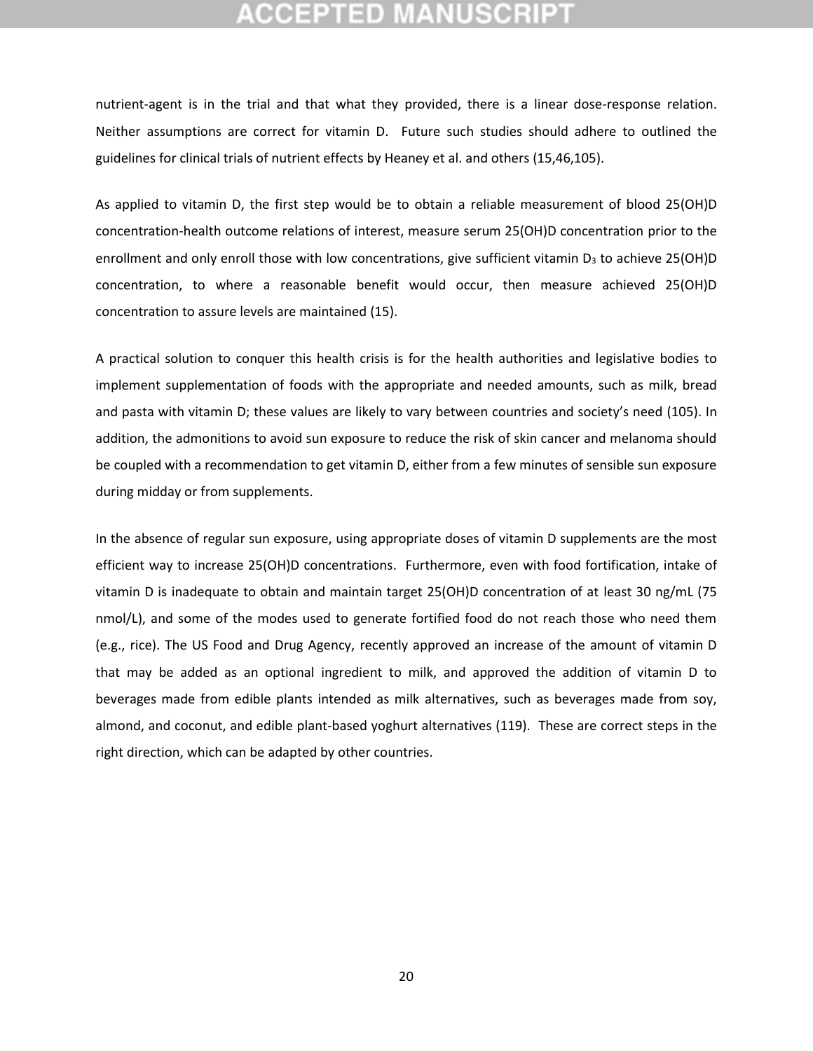nutrient-agent is in the trial and that what they provided, there is a linear dose-response relation. Neither assumptions are correct for vitamin D. Future such studies should adhere to outlined the guidelines for clinical trials of nutrient effects by Heaney et al. and others (15,46,105).

As applied to vitamin D, the first step would be to obtain a reliable measurement of blood 25(OH)D concentration-health outcome relations of interest, measure serum 25(OH)D concentration prior to the enrollment and only enroll those with low concentrations, give sufficient vitamin $D_3$ to achieve 25(OH)D concentration, to where a reasonable benefit would occur, then measure achieved 25(OH)D concentration to assure levels are maintained (15).

A practical solution to conquer this health crisis is for the health authorities and legislative bodies to implement supplementation of foods with the appropriate and needed amounts, such as milk, bread and pasta with vitamin D; these values are likely to vary between countries and society's need (105). In addition, the admonitions to avoid sun exposure to reduce the risk of skin cancer and melanoma should be coupled with a recommendation to get vitamin D, either from a few minutes of sensible sun exposure during midday or from supplements.

In the absence of regular sun exposure, using appropriate doses of vitamin D supplements are the most efficient way to increase 25(OH)D concentrations. Furthermore, even with food fortification, intake of vitamin D is inadequate to obtain and maintain target 25(OH)D concentration of at least 30 ng/mL (75 nmol/L), and some of the modes used to generate fortified food do not reach those who need them (e.g., rice). The US Food and Drug Agency, recently approved an increase of the amount of vitamin D that may be added as an optional ingredient to milk, and approved the addition of vitamin D to beverages made from edible plants intended as milk alternatives, such as beverages made from soy, almond, and coconut, and edible plant-based yoghurt alternatives (119). These are correct steps in the right direction, which can be adapted by other countries.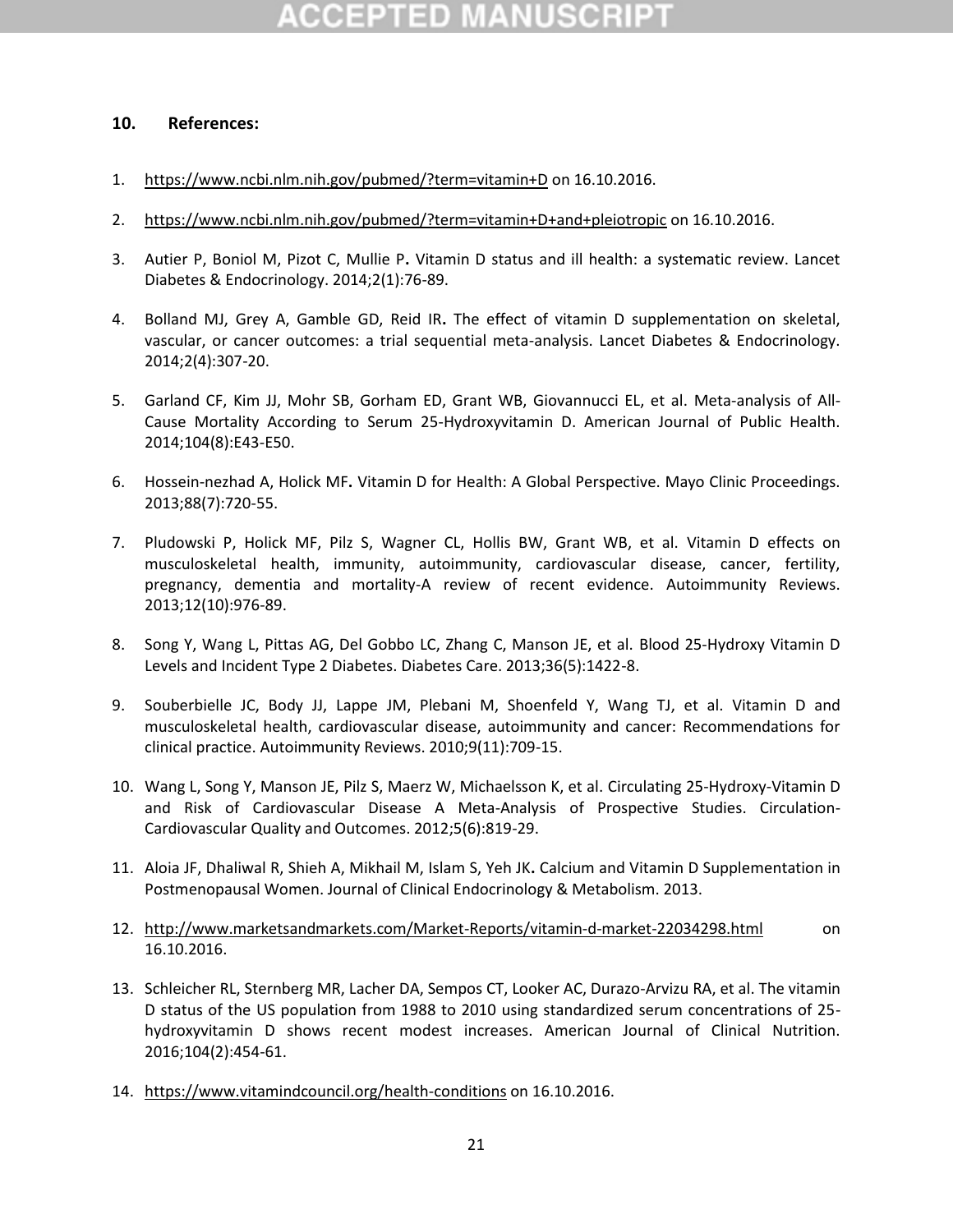## 10. References:

1. https://www.ncbi.nlm.nih.gov/pubmed/?term=vitamin+D on 16.10.2016.
2. https://www.ncbi.nlm.nih.gov/pubmed/?term=vitamin+D+and+pleiotropic on 16.10.2016.
3. Autier P, Boniol M, Pizot C, Mullie P**.** Vitamin D status and ill health: a systematic review. Lancet Diabetes & Endocrinology. 2014;2(1):76-89.
4. Bolland MJ, Grey A, Gamble GD, Reid IR**.** The effect of vitamin D supplementation on skeletal, vascular, or cancer outcomes: a trial sequential meta-analysis. Lancet Diabetes & Endocrinology. 2014;2(4):307-20.
5. Garland CF, Kim JJ, Mohr SB, Gorham ED, Grant WB, Giovannucci EL, et al. Meta-analysis of All-Cause Mortality According to Serum 25-Hydroxyvitamin D. American Journal of Public Health. 2014;104(8):E43-E50.
6. Hossein-nezhad A, Holick MF**.** Vitamin D for Health: A Global Perspective. Mayo Clinic Proceedings. 2013;88(7):720-55.
7. Pludowski P, Holick MF, Pilz S, Wagner CL, Hollis BW, Grant WB, et al. Vitamin D effects on musculoskeletal health, immunity, autoimmunity, cardiovascular disease, cancer, fertility, pregnancy, dementia and mortality-A review of recent evidence. Autoimmunity Reviews. 2013;12(10):976-89.
8. Song Y, Wang L, Pittas AG, Del Gobbo LC, Zhang C, Manson JE, et al. Blood 25-Hydroxy Vitamin D Levels and Incident Type 2 Diabetes. Diabetes Care. 2013;36(5):1422-8.
9. Souberbielle JC, Body JJ, Lappe JM, Plebani M, Shoenfeld Y, Wang TJ, et al. Vitamin D and musculoskeletal health, cardiovascular disease, autoimmunity and cancer: Recommendations for clinical practice. Autoimmunity Reviews. 2010;9(11):709-15.
10. Wang L, Song Y, Manson JE, Pilz S, Maerz W, Michaelsson K, et al. Circulating 25-Hydroxy-Vitamin D and Risk of Cardiovascular Disease A Meta-Analysis of Prospective Studies. Circulation-Cardiovascular Quality and Outcomes. 2012;5(6):819-29.
11. Aloia JF, Dhaliwal R, Shieh A, Mikhail M, Islam S, Yeh JK**.** Calcium and Vitamin D Supplementation in Postmenopausal Women. Journal of Clinical Endocrinology & Metabolism. 2013.
12. http://www.marketsandmarkets.com/Market-Reports/vitamin-d-market-22034298.html on 16.10.2016.
13. Schleicher RL, Sternberg MR, Lacher DA, Sempos CT, Looker AC, Durazo-Arvizu RA, et al. The vitamin D status of the US population from 1988 to 2010 using standardized serum concentrations of 25-hydroxyvitamin D shows recent modest increases. American Journal of Clinical Nutrition. 2016;104(2):454-61.
14. https://www.vitamindcouncil.org/health-conditions on 16.10.2016.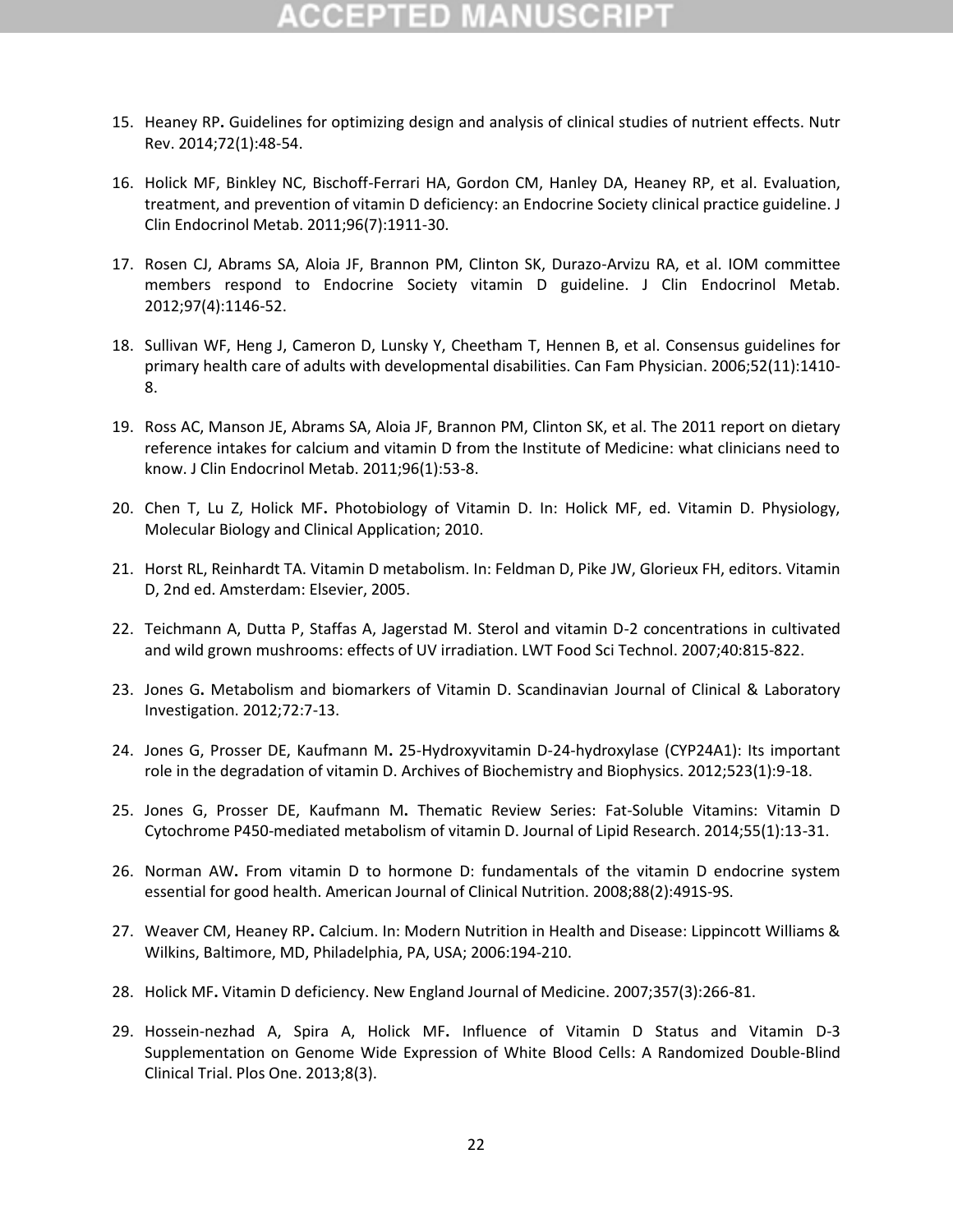15. Heaney RP**.** Guidelines for optimizing design and analysis of clinical studies of nutrient effects. Nutr Rev. 2014;72(1):48-54.

16. Holick MF, Binkley NC, Bischoff-Ferrari HA, Gordon CM, Hanley DA, Heaney RP, et al. Evaluation, treatment, and prevention of vitamin D deficiency: an Endocrine Society clinical practice guideline. J Clin Endocrinol Metab. 2011;96(7):1911-30.

17. Rosen CJ, Abrams SA, Aloia JF, Brannon PM, Clinton SK, Durazo-Arvizu RA, et al. IOM committee members respond to Endocrine Society vitamin D guideline. J Clin Endocrinol Metab. 2012;97(4):1146-52.

18. Sullivan WF, Heng J, Cameron D, Lunsky Y, Cheetham T, Hennen B, et al. Consensus guidelines for primary health care of adults with developmental disabilities. Can Fam Physician. 2006;52(11):1410-8.

19. Ross AC, Manson JE, Abrams SA, Aloia JF, Brannon PM, Clinton SK, et al. The 2011 report on dietary reference intakes for calcium and vitamin D from the Institute of Medicine: what clinicians need to know. J Clin Endocrinol Metab. 2011;96(1):53-8.

20. Chen T, Lu Z, Holick MF**.** Photobiology of Vitamin D. In: Holick MF, ed. Vitamin D. Physiology, Molecular Biology and Clinical Application; 2010.

21. Horst RL, Reinhardt TA. Vitamin D metabolism. In: Feldman D, Pike JW, Glorieux FH, editors. Vitamin D, 2nd ed. Amsterdam: Elsevier, 2005.

22. Teichmann A, Dutta P, Staffas A, Jagerstad M. Sterol and vitamin D-2 concentrations in cultivated and wild grown mushrooms: effects of UV irradiation. LWT Food Sci Technol. 2007;40:815-822.

23. Jones G**.** Metabolism and biomarkers of Vitamin D. Scandinavian Journal of Clinical & Laboratory Investigation. 2012;72:7-13.

24. Jones G, Prosser DE, Kaufmann M**.** 25-Hydroxyvitamin D-24-hydroxylase (CYP24A1): Its important role in the degradation of vitamin D. Archives of Biochemistry and Biophysics. 2012;523(1):9-18.

25. Jones G, Prosser DE, Kaufmann M**.** Thematic Review Series: Fat-Soluble Vitamins: Vitamin D Cytochrome P450-mediated metabolism of vitamin D. Journal of Lipid Research. 2014;55(1):13-31.

26. Norman AW**.** From vitamin D to hormone D: fundamentals of the vitamin D endocrine system essential for good health. American Journal of Clinical Nutrition. 2008;88(2):491S-9S.

27. Weaver CM, Heaney RP**.** Calcium. In: Modern Nutrition in Health and Disease: Lippincott Williams & Wilkins, Baltimore, MD, Philadelphia, PA, USA; 2006:194-210.

28. Holick MF**.** Vitamin D deficiency. New England Journal of Medicine. 2007;357(3):266-81.

29. Hossein-nezhad A, Spira A, Holick MF**.** Influence of Vitamin D Status and Vitamin D-3 Supplementation on Genome Wide Expression of White Blood Cells: A Randomized Double-Blind Clinical Trial. Plos One. 2013;8(3).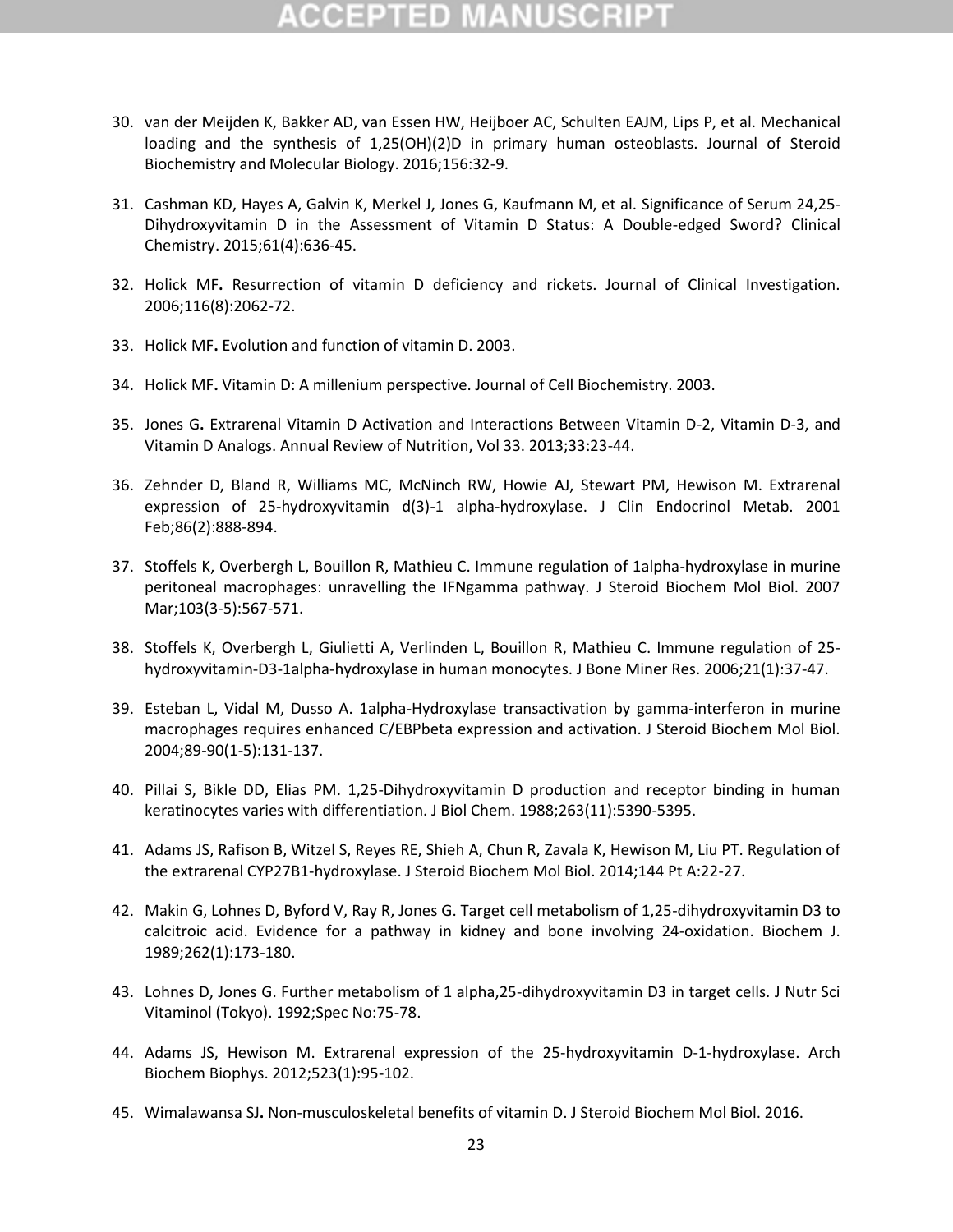30. van der Meijden K, Bakker AD, van Essen HW, Heijboer AC, Schulten EAJM, Lips P, et al. Mechanical loading and the synthesis of 1,25(OH)(2)D in primary human osteoblasts. Journal of Steroid Biochemistry and Molecular Biology. 2016;156:32-9.

31. Cashman KD, Hayes A, Galvin K, Merkel J, Jones G, Kaufmann M, et al. Significance of Serum 24,25-Dihydroxyvitamin D in the Assessment of Vitamin D Status: A Double-edged Sword? Clinical Chemistry. 2015;61(4):636-45.

32. Holick MF**.** Resurrection of vitamin D deficiency and rickets. Journal of Clinical Investigation. 2006;116(8):2062-72.

33. Holick MF**.** Evolution and function of vitamin D. 2003.

34. Holick MF**.** Vitamin D: A millenium perspective. Journal of Cell Biochemistry. 2003.

35. Jones G**.** Extrarenal Vitamin D Activation and Interactions Between Vitamin D-2, Vitamin D-3, and Vitamin D Analogs. Annual Review of Nutrition, Vol 33. 2013;33:23-44.

36. Zehnder D, Bland R, Williams MC, McNinch RW, Howie AJ, Stewart PM, Hewison M. Extrarenal expression of 25-hydroxyvitamin d(3)-1 alpha-hydroxylase. J Clin Endocrinol Metab. 2001 Feb;86(2):888-894.

37. Stoffels K, Overbergh L, Bouillon R, Mathieu C. Immune regulation of 1alpha-hydroxylase in murine peritoneal macrophages: unravelling the IFNgamma pathway. J Steroid Biochem Mol Biol. 2007 Mar;103(3-5):567-571.

38. Stoffels K, Overbergh L, Giulietti A, Verlinden L, Bouillon R, Mathieu C. Immune regulation of 25-hydroxyvitamin-D3-1alpha-hydroxylase in human monocytes. J Bone Miner Res. 2006;21(1):37-47.

39. Esteban L, Vidal M, Dusso A. 1alpha-Hydroxylase transactivation by gamma-interferon in murine macrophages requires enhanced C/EBPbeta expression and activation. J Steroid Biochem Mol Biol. 2004;89-90(1-5):131-137.

40. Pillai S, Bikle DD, Elias PM. 1,25-Dihydroxyvitamin D production and receptor binding in human keratinocytes varies with differentiation. J Biol Chem. 1988;263(11):5390-5395.

41. Adams JS, Rafison B, Witzel S, Reyes RE, Shieh A, Chun R, Zavala K, Hewison M, Liu PT. Regulation of the extrarenal CYP27B1-hydroxylase. J Steroid Biochem Mol Biol. 2014;144 Pt A:22-27.

42. Makin G, Lohnes D, Byford V, Ray R, Jones G. Target cell metabolism of 1,25-dihydroxyvitamin D3 to calcitroic acid. Evidence for a pathway in kidney and bone involving 24-oxidation. Biochem J. 1989;262(1):173-180.

43. Lohnes D, Jones G. Further metabolism of 1 alpha,25-dihydroxyvitamin D3 in target cells. J Nutr Sci Vitaminol (Tokyo). 1992;Spec No:75-78.

44. Adams JS, Hewison M. Extrarenal expression of the 25-hydroxyvitamin D-1-hydroxylase. Arch Biochem Biophys. 2012;523(1):95-102.

45. Wimalawansa SJ**.** Non-musculoskeletal benefits of vitamin D. J Steroid Biochem Mol Biol. 2016.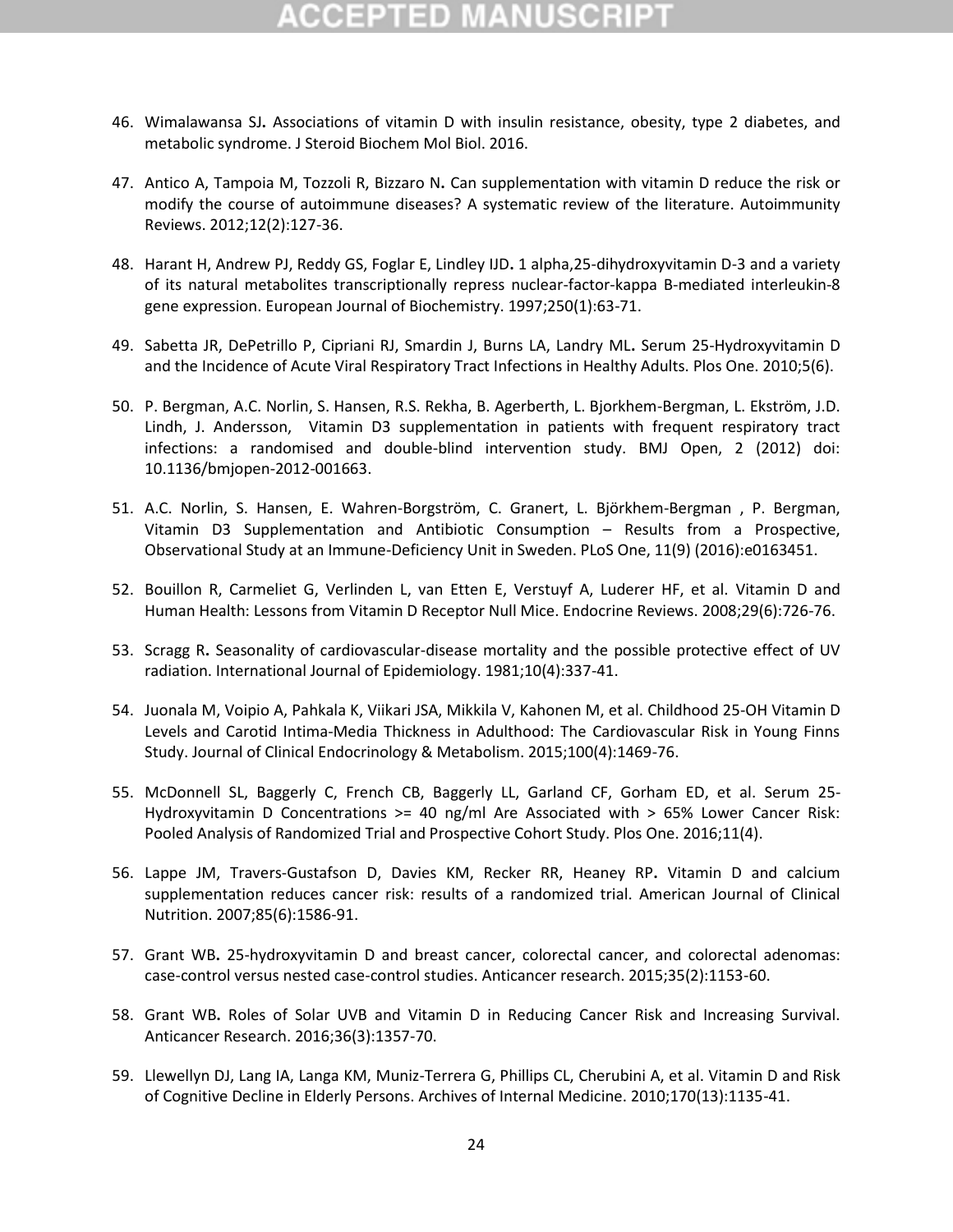46. Wimalawansa SJ**.** Associations of vitamin D with insulin resistance, obesity, type 2 diabetes, and metabolic syndrome. J Steroid Biochem Mol Biol. 2016.

47. Antico A, Tampoia M, Tozzoli R, Bizzaro N**.** Can supplementation with vitamin D reduce the risk or modify the course of autoimmune diseases? A systematic review of the literature. Autoimmunity Reviews. 2012;12(2):127-36.

48. Harant H, Andrew PJ, Reddy GS, Foglar E, Lindley IJD**.** 1 alpha,25-dihydroxyvitamin D-3 and a variety of its natural metabolites transcriptionally repress nuclear-factor-kappa B-mediated interleukin-8 gene expression. European Journal of Biochemistry. 1997;250(1):63-71.

49. Sabetta JR, DePetrillo P, Cipriani RJ, Smardin J, Burns LA, Landry ML**.** Serum 25-Hydroxyvitamin D and the Incidence of Acute Viral Respiratory Tract Infections in Healthy Adults. Plos One. 2010;5(6).

50. P. Bergman, A.C. Norlin, S. Hansen, R.S. Rekha, B. Agerberth, L. Bjorkhem-Bergman, L. Ekström, J.D. Lindh, J. Andersson, Vitamin D3 supplementation in patients with frequent respiratory tract infections: a randomised and double-blind intervention study. BMJ Open, 2 (2012) doi: 10.1136/bmjopen-2012-001663.

51. A.C. Norlin, S. Hansen, E. Wahren-Borgström, C. Granert, L. Björkhem-Bergman , P. Bergman, Vitamin D3 Supplementation and Antibiotic Consumption – Results from a Prospective, Observational Study at an Immune-Deficiency Unit in Sweden. PLoS One, 11(9) (2016):e0163451.

52. Bouillon R, Carmeliet G, Verlinden L, van Etten E, Verstuyf A, Luderer HF, et al. Vitamin D and Human Health: Lessons from Vitamin D Receptor Null Mice. Endocrine Reviews. 2008;29(6):726-76.

53. Scragg R**.** Seasonality of cardiovascular-disease mortality and the possible protective effect of UV radiation. International Journal of Epidemiology. 1981;10(4):337-41.

54. Juonala M, Voipio A, Pahkala K, Viikari JSA, Mikkila V, Kahonen M, et al. Childhood 25-OH Vitamin D Levels and Carotid Intima-Media Thickness in Adulthood: The Cardiovascular Risk in Young Finns Study. Journal of Clinical Endocrinology & Metabolism. 2015;100(4):1469-76.

55. McDonnell SL, Baggerly C, French CB, Baggerly LL, Garland CF, Gorham ED, et al. Serum 25-Hydroxyvitamin D Concentrations >= 40 ng/ml Are Associated with > 65% Lower Cancer Risk: Pooled Analysis of Randomized Trial and Prospective Cohort Study. Plos One. 2016;11(4).

56. Lappe JM, Travers-Gustafson D, Davies KM, Recker RR, Heaney RP**.** Vitamin D and calcium supplementation reduces cancer risk: results of a randomized trial. American Journal of Clinical Nutrition. 2007;85(6):1586-91.

57. Grant WB**.** 25-hydroxyvitamin D and breast cancer, colorectal cancer, and colorectal adenomas: case-control versus nested case-control studies. Anticancer research. 2015;35(2):1153-60.

58. Grant WB**.** Roles of Solar UVB and Vitamin D in Reducing Cancer Risk and Increasing Survival. Anticancer Research. 2016;36(3):1357-70.

59. Llewellyn DJ, Lang IA, Langa KM, Muniz-Terrera G, Phillips CL, Cherubini A, et al. Vitamin D and Risk of Cognitive Decline in Elderly Persons. Archives of Internal Medicine. 2010;170(13):1135-41.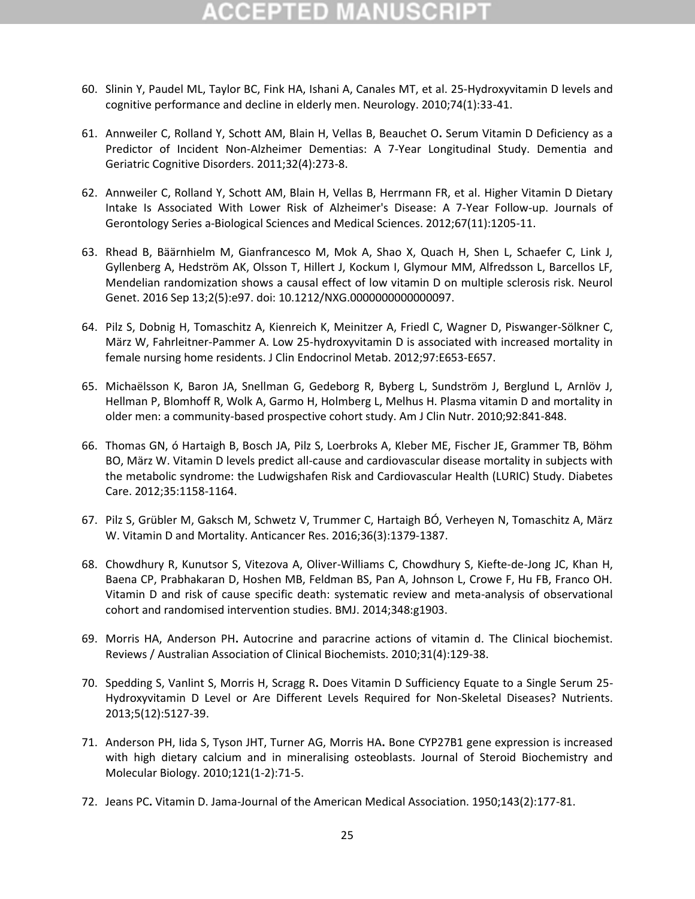60. Slinin Y, Paudel ML, Taylor BC, Fink HA, Ishani A, Canales MT, et al. 25-Hydroxyvitamin D levels and cognitive performance and decline in elderly men. Neurology. 2010;74(1):33-41.

61. Annweiler C, Rolland Y, Schott AM, Blain H, Vellas B, Beauchet O**.** Serum Vitamin D Deficiency as a Predictor of Incident Non-Alzheimer Dementias: A 7-Year Longitudinal Study. Dementia and Geriatric Cognitive Disorders. 2011;32(4):273-8.

62. Annweiler C, Rolland Y, Schott AM, Blain H, Vellas B, Herrmann FR, et al. Higher Vitamin D Dietary Intake Is Associated With Lower Risk of Alzheimer's Disease: A 7-Year Follow-up. Journals of Gerontology Series a-Biological Sciences and Medical Sciences. 2012;67(11):1205-11.

63. Rhead B, Bäärnhielm M, Gianfrancesco M, Mok A, Shao X, Quach H, Shen L, Schaefer C, Link J, Gyllenberg A, Hedström AK, Olsson T, Hillert J, Kockum I, Glymour MM, Alfredsson L, Barcellos LF, Mendelian randomization shows a causal effect of low vitamin D on multiple sclerosis risk. Neurol Genet. 2016 Sep 13;2(5):e97. doi: 10.1212/NXG.0000000000000097.

64. Pilz S, Dobnig H, Tomaschitz A, Kienreich K, Meinitzer A, Friedl C, Wagner D, Piswanger-Sölkner C, März W, Fahrleitner-Pammer A. Low 25-hydroxyvitamin D is associated with increased mortality in female nursing home residents. J Clin Endocrinol Metab. 2012;97:E653-E657.

65. Michaëlsson K, Baron JA, Snellman G, Gedeborg R, Byberg L, Sundström J, Berglund L, Arnlöv J, Hellman P, Blomhoff R, Wolk A, Garmo H, Holmberg L, Melhus H. Plasma vitamin D and mortality in older men: a community-based prospective cohort study. Am J Clin Nutr. 2010;92:841-848.

66. Thomas GN, ó Hartaigh B, Bosch JA, Pilz S, Loerbroks A, Kleber ME, Fischer JE, Grammer TB, Böhm BO, März W. Vitamin D levels predict all-cause and cardiovascular disease mortality in subjects with the metabolic syndrome: the Ludwigshafen Risk and Cardiovascular Health (LURIC) Study. Diabetes Care. 2012;35:1158-1164.

67. Pilz S, Grübler M, Gaksch M, Schwetz V, Trummer C, Hartaigh BÓ, Verheyen N, Tomaschitz A, März W. Vitamin D and Mortality. Anticancer Res. 2016;36(3):1379-1387.

68. Chowdhury R, Kunutsor S, Vitezova A, Oliver-Williams C, Chowdhury S, Kiefte-de-Jong JC, Khan H, Baena CP, Prabhakaran D, Hoshen MB, Feldman BS, Pan A, Johnson L, Crowe F, Hu FB, Franco OH. Vitamin D and risk of cause specific death: systematic review and meta-analysis of observational cohort and randomised intervention studies. BMJ. 2014;348:g1903.

69. Morris HA, Anderson PH**.** Autocrine and paracrine actions of vitamin d. The Clinical biochemist. Reviews / Australian Association of Clinical Biochemists. 2010;31(4):129-38.

70. Spedding S, Vanlint S, Morris H, Scragg R**.** Does Vitamin D Sufficiency Equate to a Single Serum 25-Hydroxyvitamin D Level or Are Different Levels Required for Non-Skeletal Diseases? Nutrients. 2013;5(12):5127-39.

71. Anderson PH, Iida S, Tyson JHT, Turner AG, Morris HA**.** Bone CYP27B1 gene expression is increased with high dietary calcium and in mineralising osteoblasts. Journal of Steroid Biochemistry and Molecular Biology. 2010;121(1-2):71-5.

72. Jeans PC**.** Vitamin D. Jama-Journal of the American Medical Association. 1950;143(2):177-81.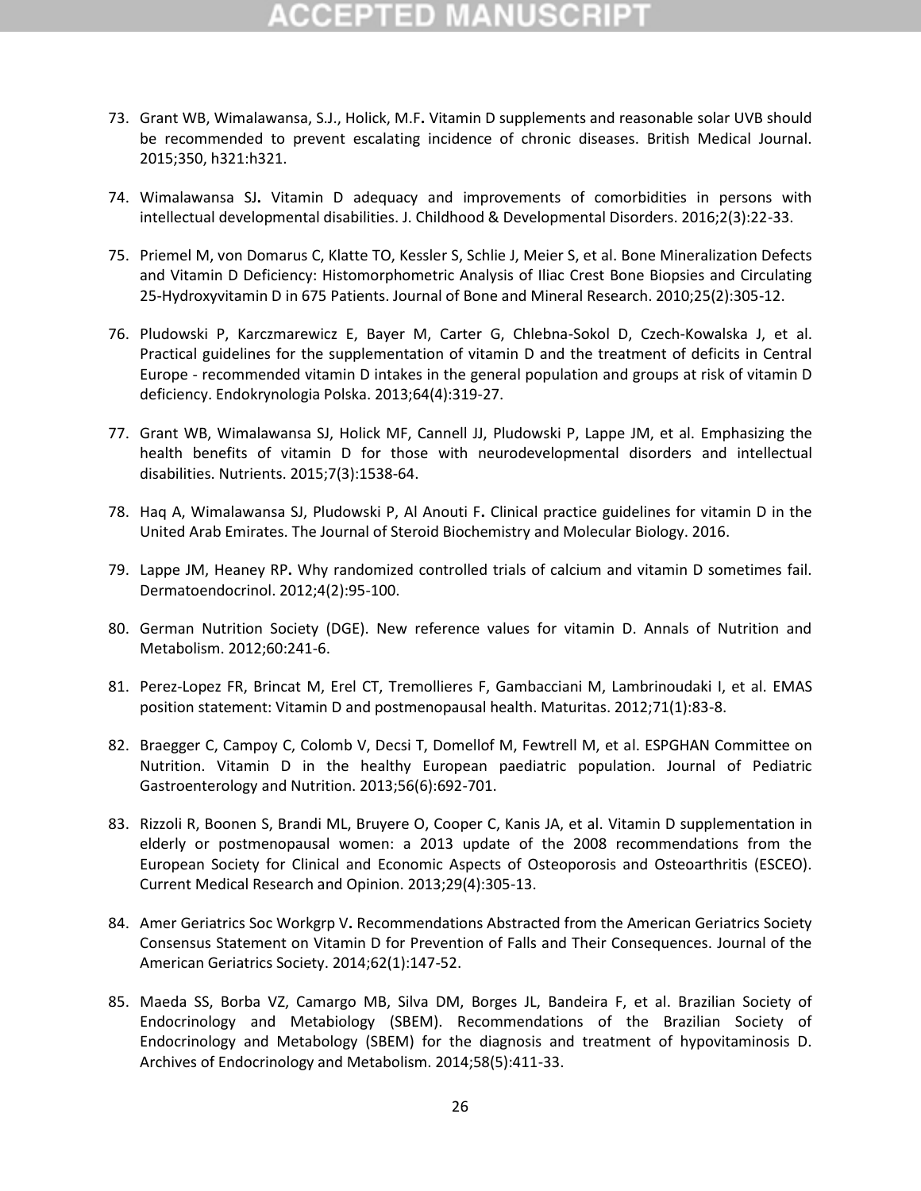73. Grant WB, Wimalawansa, S.J., Holick, M.F**.** Vitamin D supplements and reasonable solar UVB should be recommended to prevent escalating incidence of chronic diseases. British Medical Journal. 2015;350, h321:h321.

74. Wimalawansa SJ**.** Vitamin D adequacy and improvements of comorbidities in persons with intellectual developmental disabilities. J. Childhood & Developmental Disorders. 2016;2(3):22-33.

75. Priemel M, von Domarus C, Klatte TO, Kessler S, Schlie J, Meier S, et al. Bone Mineralization Defects and Vitamin D Deficiency: Histomorphometric Analysis of Iliac Crest Bone Biopsies and Circulating 25-Hydroxyvitamin D in 675 Patients. Journal of Bone and Mineral Research. 2010;25(2):305-12.

76. Pludowski P, Karczmarewicz E, Bayer M, Carter G, Chlebna-Sokol D, Czech-Kowalska J, et al. Practical guidelines for the supplementation of vitamin D and the treatment of deficits in Central Europe - recommended vitamin D intakes in the general population and groups at risk of vitamin D deficiency. Endokrynologia Polska. 2013;64(4):319-27.

77. Grant WB, Wimalawansa SJ, Holick MF, Cannell JJ, Pludowski P, Lappe JM, et al. Emphasizing the health benefits of vitamin D for those with neurodevelopmental disorders and intellectual disabilities. Nutrients. 2015;7(3):1538-64.

78. Haq A, Wimalawansa SJ, Pludowski P, Al Anouti F**.** Clinical practice guidelines for vitamin D in the United Arab Emirates. The Journal of Steroid Biochemistry and Molecular Biology. 2016.

79. Lappe JM, Heaney RP**.** Why randomized controlled trials of calcium and vitamin D sometimes fail. Dermatoendocrinol. 2012;4(2):95-100.

80. German Nutrition Society (DGE). New reference values for vitamin D. Annals of Nutrition and Metabolism. 2012;60:241-6.

81. Perez-Lopez FR, Brincat M, Erel CT, Tremollieres F, Gambacciani M, Lambrinoudaki I, et al. EMAS position statement: Vitamin D and postmenopausal health. Maturitas. 2012;71(1):83-8.

82. Braegger C, Campoy C, Colomb V, Decsi T, Domellof M, Fewtrell M, et al. ESPGHAN Committee on Nutrition. Vitamin D in the healthy European paediatric population. Journal of Pediatric Gastroenterology and Nutrition. 2013;56(6):692-701.

83. Rizzoli R, Boonen S, Brandi ML, Bruyere O, Cooper C, Kanis JA, et al. Vitamin D supplementation in elderly or postmenopausal women: a 2013 update of the 2008 recommendations from the European Society for Clinical and Economic Aspects of Osteoporosis and Osteoarthritis (ESCEO). Current Medical Research and Opinion. 2013;29(4):305-13.

84. Amer Geriatrics Soc Workgrp V**.** Recommendations Abstracted from the American Geriatrics Society Consensus Statement on Vitamin D for Prevention of Falls and Their Consequences. Journal of the American Geriatrics Society. 2014;62(1):147-52.

85. Maeda SS, Borba VZ, Camargo MB, Silva DM, Borges JL, Bandeira F, et al. Brazilian Society of Endocrinology and Metabiology (SBEM). Recommendations of the Brazilian Society of Endocrinology and Metabology (SBEM) for the diagnosis and treatment of hypovitaminosis D. Archives of Endocrinology and Metabolism. 2014;58(5):411-33.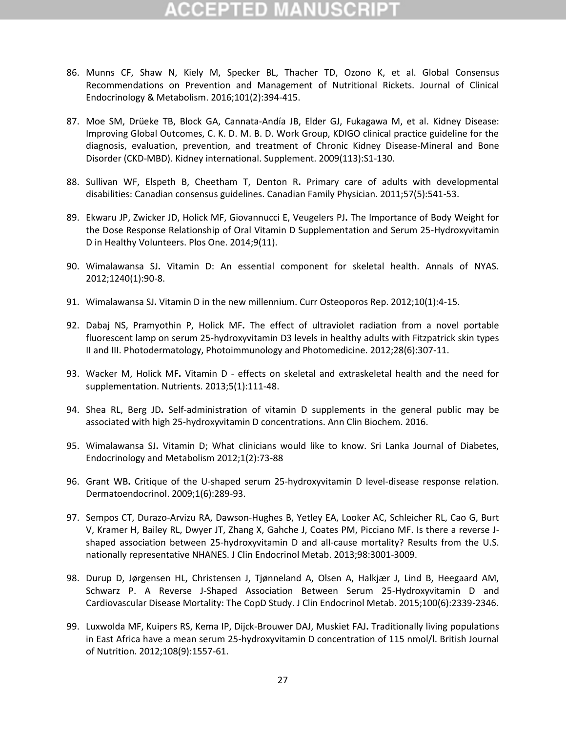86. Munns CF, Shaw N, Kiely M, Specker BL, Thacher TD, Ozono K, et al. Global Consensus Recommendations on Prevention and Management of Nutritional Rickets. Journal of Clinical Endocrinology & Metabolism. 2016;101(2):394-415.

87. Moe SM, Drüeke TB, Block GA, Cannata-Andía JB, Elder GJ, Fukagawa M, et al. Kidney Disease: Improving Global Outcomes, C. K. D. M. B. D. Work Group, KDIGO clinical practice guideline for the diagnosis, evaluation, prevention, and treatment of Chronic Kidney Disease-Mineral and Bone Disorder (CKD-MBD). Kidney international. Supplement. 2009(113):S1-130.

88. Sullivan WF, Elspeth B, Cheetham T, Denton R**.** Primary care of adults with developmental disabilities: Canadian consensus guidelines. Canadian Family Physician. 2011;57(5):541-53.

89. Ekwaru JP, Zwicker JD, Holick MF, Giovannucci E, Veugelers PJ**.** The Importance of Body Weight for the Dose Response Relationship of Oral Vitamin D Supplementation and Serum 25-Hydroxyvitamin D in Healthy Volunteers. Plos One. 2014;9(11).

90. Wimalawansa SJ**.** Vitamin D: An essential component for skeletal health. Annals of NYAS. 2012;1240(1):90-8.

91. Wimalawansa SJ**.** Vitamin D in the new millennium. Curr Osteoporos Rep. 2012;10(1):4-15.

92. Dabaj NS, Pramyothin P, Holick MF**.** The effect of ultraviolet radiation from a novel portable fluorescent lamp on serum 25-hydroxyvitamin D3 levels in healthy adults with Fitzpatrick skin types II and III. Photodermatology, Photoimmunology and Photomedicine. 2012;28(6):307-11.

93. Wacker M, Holick MF**.** Vitamin D - effects on skeletal and extraskeletal health and the need for supplementation. Nutrients. 2013;5(1):111-48.

94. Shea RL, Berg JD**.** Self-administration of vitamin D supplements in the general public may be associated with high 25-hydroxyvitamin D concentrations. Ann Clin Biochem. 2016.

95. Wimalawansa SJ**.** Vitamin D; What clinicians would like to know. Sri Lanka Journal of Diabetes, Endocrinology and Metabolism 2012;1(2):73-88

96. Grant WB**.** Critique of the U-shaped serum 25-hydroxyvitamin D level-disease response relation. Dermatoendocrinol. 2009;1(6):289-93.

97. Sempos CT, Durazo-Arvizu RA, Dawson-Hughes B, Yetley EA, Looker AC, Schleicher RL, Cao G, Burt V, Kramer H, Bailey RL, Dwyer JT, Zhang X, Gahche J, Coates PM, Picciano MF. Is there a reverse J-shaped association between 25-hydroxyvitamin D and all-cause mortality? Results from the U.S. nationally representative NHANES. J Clin Endocrinol Metab. 2013;98:3001-3009.

98. Durup D, Jørgensen HL, Christensen J, Tjønneland A, Olsen A, Halkjær J, Lind B, Heegaard AM, Schwarz P. A Reverse J-Shaped Association Between Serum 25-Hydroxyvitamin D and Cardiovascular Disease Mortality: The CopD Study. J Clin Endocrinol Metab. 2015;100(6):2339-2346.

99. Luxwolda MF, Kuipers RS, Kema IP, Dijck-Brouwer DAJ, Muskiet FAJ**.** Traditionally living populations in East Africa have a mean serum 25-hydroxyvitamin D concentration of 115 nmol/l. British Journal of Nutrition. 2012;108(9):1557-61.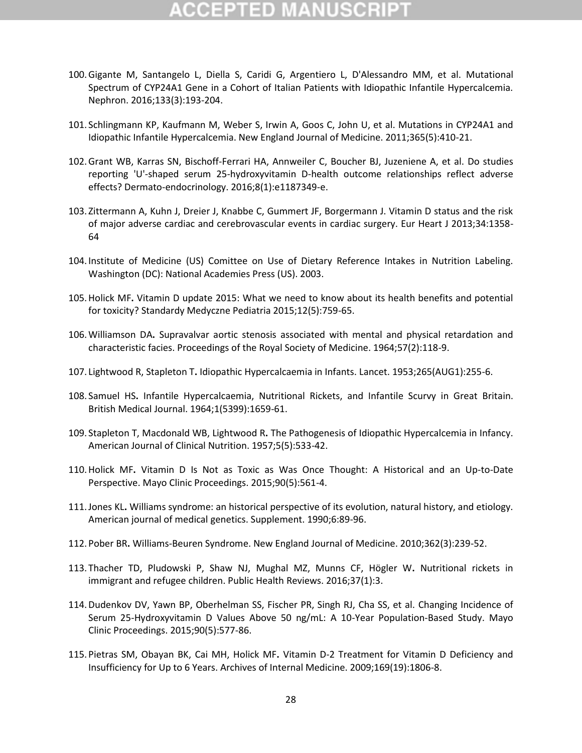100. Gigante M, Santangelo L, Diella S, Caridi G, Argentiero L, D'Alessandro MM, et al. Mutational Spectrum of CYP24A1 Gene in a Cohort of Italian Patients with Idiopathic Infantile Hypercalcemia. Nephron. 2016;133(3):193-204.

101. Schlingmann KP, Kaufmann M, Weber S, Irwin A, Goos C, John U, et al. Mutations in CYP24A1 and Idiopathic Infantile Hypercalcemia. New England Journal of Medicine. 2011;365(5):410-21.

102. Grant WB, Karras SN, Bischoff-Ferrari HA, Annweiler C, Boucher BJ, Juzeniene A, et al. Do studies reporting 'U'-shaped serum 25-hydroxyvitamin D-health outcome relationships reflect adverse effects? Dermato-endocrinology. 2016;8(1):e1187349-e.

103. Zittermann A, Kuhn J, Dreier J, Knabbe C, Gummert JF, Borgermann J. Vitamin D status and the risk of major adverse cardiac and cerebrovascular events in cardiac surgery. Eur Heart J 2013;34:1358-64

104. Institute of Medicine (US) Comittee on Use of Dietary Reference Intakes in Nutrition Labeling. Washington (DC): National Academies Press (US). 2003.

105. Holick MF**.** Vitamin D update 2015: What we need to know about its health benefits and potential for toxicity? Standardy Medyczne Pediatria 2015;12(5):759-65.

106. Williamson DA**.** Supravalvar aortic stenosis associated with mental and physical retardation and characteristic facies. Proceedings of the Royal Society of Medicine. 1964;57(2):118-9.

107. Lightwood R, Stapleton T**.** Idiopathic Hypercalcaemia in Infants. Lancet. 1953;265(AUG1):255-6.

108. Samuel HS**.** Infantile Hypercalcaemia, Nutritional Rickets, and Infantile Scurvy in Great Britain. British Medical Journal. 1964;1(5399):1659-61.

109. Stapleton T, Macdonald WB, Lightwood R**.** The Pathogenesis of Idiopathic Hypercalcemia in Infancy. American Journal of Clinical Nutrition. 1957;5(5):533-42.

110. Holick MF**.** Vitamin D Is Not as Toxic as Was Once Thought: A Historical and an Up-to-Date Perspective. Mayo Clinic Proceedings. 2015;90(5):561-4.

111. Jones KL**.** Williams syndrome: an historical perspective of its evolution, natural history, and etiology. American journal of medical genetics. Supplement. 1990;6:89-96.

112. Pober BR**.** Williams-Beuren Syndrome. New England Journal of Medicine. 2010;362(3):239-52.

113. Thacher TD, Pludowski P, Shaw NJ, Mughal MZ, Munns CF, Högler W**.** Nutritional rickets in immigrant and refugee children. Public Health Reviews. 2016;37(1):3.

114. Dudenkov DV, Yawn BP, Oberhelman SS, Fischer PR, Singh RJ, Cha SS, et al. Changing Incidence of Serum 25-Hydroxyvitamin D Values Above 50 ng/mL: A 10-Year Population-Based Study. Mayo Clinic Proceedings. 2015;90(5):577-86.

115. Pietras SM, Obayan BK, Cai MH, Holick MF**.** Vitamin D-2 Treatment for Vitamin D Deficiency and Insufficiency for Up to 6 Years. Archives of Internal Medicine. 2009;169(19):1806-8.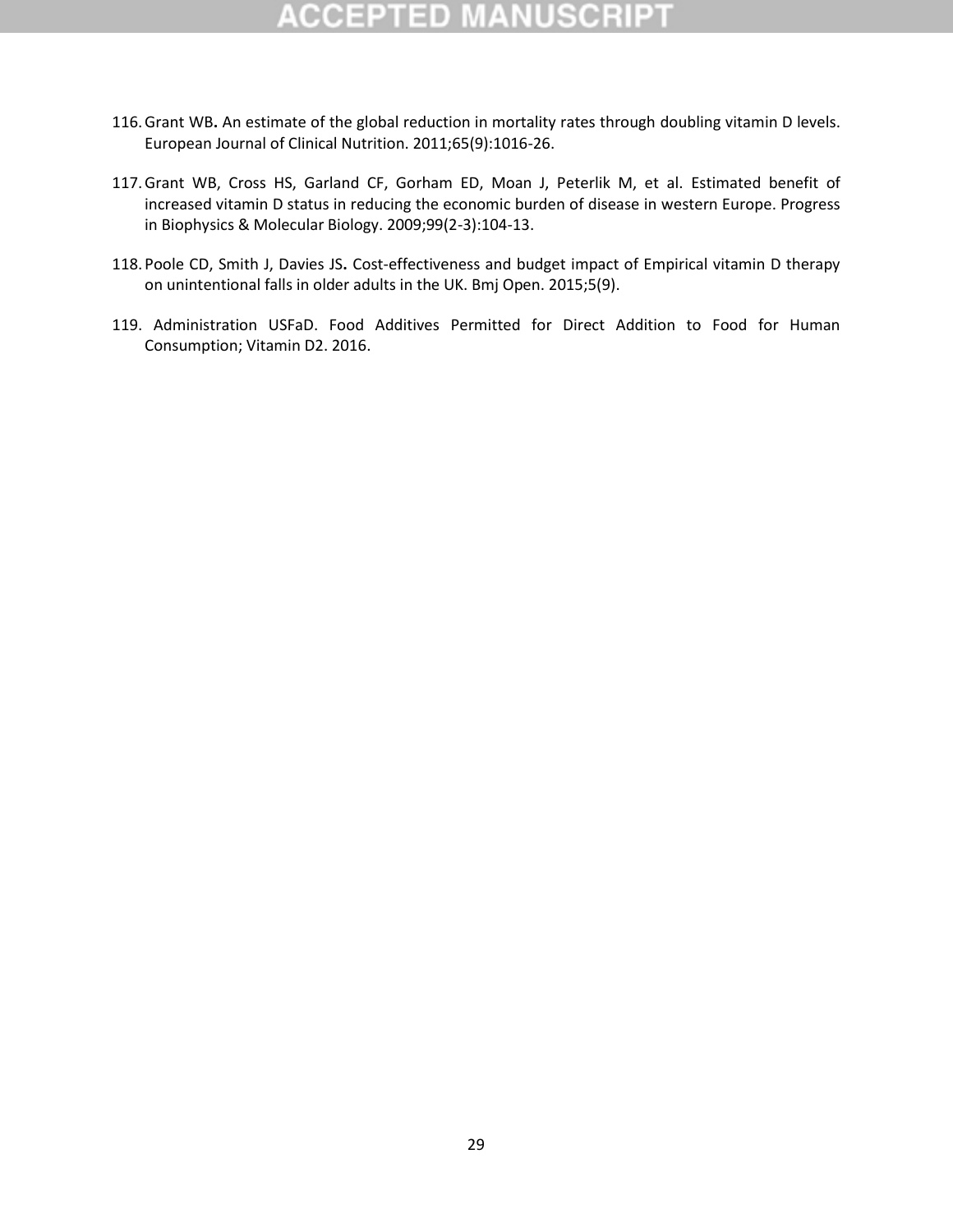116. Grant WB. An estimate of the global reduction in mortality rates through doubling vitamin D levels. European Journal of Clinical Nutrition. 2011;65(9):1016-26.

117. Grant WB, Cross HS, Garland CF, Gorham ED, Moan J, Peterlik M, et al. Estimated benefit of increased vitamin D status in reducing the economic burden of disease in western Europe. Progress in Biophysics & Molecular Biology. 2009;99(2-3):104-13.

118. Poole CD, Smith J, Davies JS. Cost-effectiveness and budget impact of Empirical vitamin D therapy on unintentional falls in older adults in the UK. Bmj Open. 2015;5(9).

119. Administration USFaD. Food Additives Permitted for Direct Addition to Food for Human Consumption; Vitamin D2. 2016.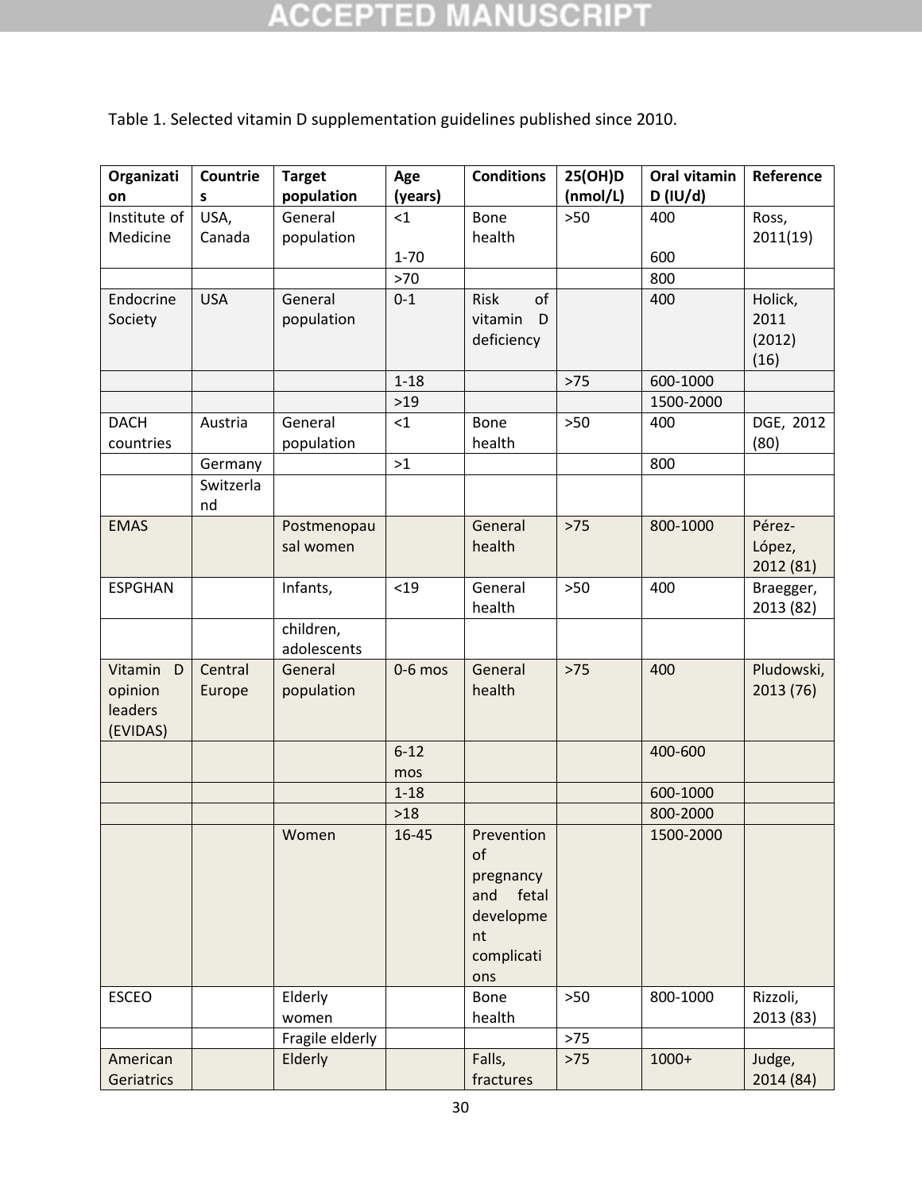Table 1. Selected vitamin D supplementation guidelines published since 2010.

| Organization | Countries | Target population | Age (years) | Conditions | 25(OH)D (nmol/L) | Oral vitamin D (IU/d) | Reference |
|---|---|---|---|---|---|---|---|
| Institute of Medicine | USA, Canada | General population | <1<br><br>1-70 | Bone health | >50 | 400<br><br>600 | Ross, 2011(19) |
| | | | >70 | | | 800 | |
| Endocrine Society | USA | General population | 0-1 | Risk of vitamin D deficiency | | 400 | Holick, 2011 (2012) (16) |
| | | | 1-18 | | >75 | 600-1000 | |
| | | | >19 | | | 1500-2000 | |
| DACH countries | Austria | General population | <1 | Bone health | >50 | 400 | DGE, 2012 (80) |
| | Germany | | >1 | | | 800 | |
| | Switzerland | | | | | | |
| EMAS | | Postmenopausal women | | General health | >75 | 800-1000 | Pérez-López, 2012 (81) |
| ESPGHAN | | Infants, | <19 | General health | >50 | 400 | Braegger, 2013 (82) |
| | | children, adolescents | | | | | |
| Vitamin D opinion leaders (EVIDAS) | Central Europe | General population | 0-6 mos | General health | >75 | 400 | Pludowski, 2013 (76) |
| | | | 6-12 mos | | | 400-600 | |
| | | | 1-18 | | | 600-1000 | |
| | | | >18 | | | 800-2000 | |
| | | Women | 16-45 | Prevention of pregnancy and fetal development complications | | 1500-2000 | |
| ESCEO | | Elderly women | | Bone health | >50 | 800-1000 | Rizzoli, 2013 (83) |
| | | Fragile elderly | | | >75 | | |
| American Geriatrics | | Elderly | | Falls, fractures | >75 | 1000+ | Judge, 2014 (84) |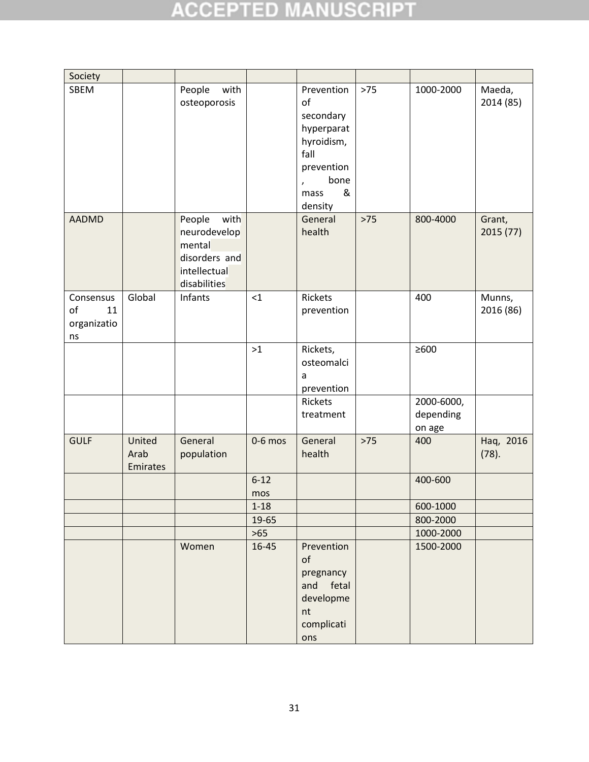| | | | | | | | |
|---|---|---|---|---|---|---|---|
| Society | | | | | | | |
| SBEM | | People with osteoporosis | | Prevention of secondary hyperparathyroidism, fall prevention, bone mass & density | >75 | 1000-2000 | Maeda, 2014 (85) |
| AADMD | | People with neurodevelopmental disorders and intellectual disabilities | | General health | >75 | 800-4000 | Grant, 2015 (77) |
| Consensus of 11 organizations | Global | Infants | <1 | Rickets prevention | | 400 | Munns, 2016 (86) |
| | | | >1 | Rickets, osteomalcia prevention | | ≥600 | |
| | | | | Rickets treatment | | 2000-6000, depending on age | |
| GULF | United Arab Emirates | General population | 0-6 mos | General health | >75 | 400 | Haq, 2016 (78). |
| | | | 6-12 mos | | | 400-600 | |
| | | | 1-18 | | | 600-1000 | |
| | | | 19-65 | | | 800-2000 | |
| | | | >65 | | | 1000-2000 | |
| | | Women | 16-45 | Prevention of pregnancy and fetal development complications | | 1500-2000 | |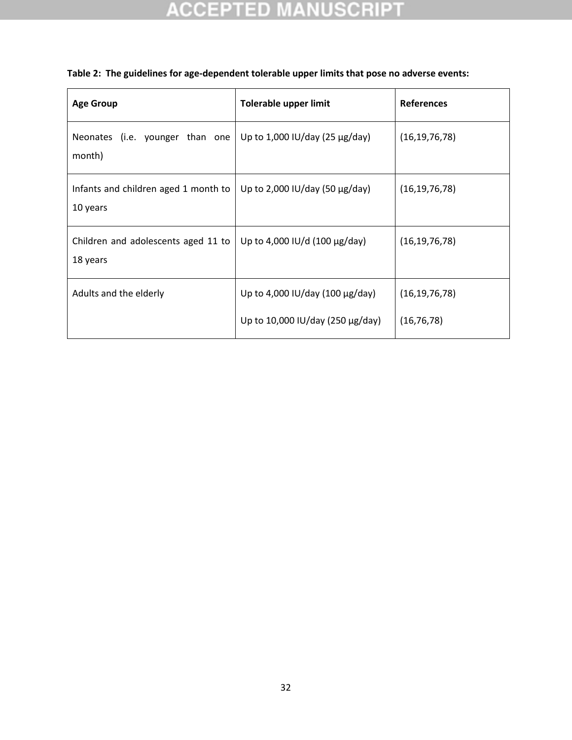**Table 2: The guidelines for age-dependent tolerable upper limits that pose no adverse events:**

| Age Group | Tolerable upper limit | References |
|---|---|---|
| Neonates (i.e. younger than one month) | Up to 1,000 IU/day (25 µg/day) | (16,19,76,78) |
| Infants and children aged 1 month to 10 years | Up to 2,000 IU/day (50 µg/day) | (16,19,76,78) |
| Children and adolescents aged 11 to 18 years | Up to 4,000 IU/d (100 µg/day) | (16,19,76,78) |
| Adults and the elderly | Up to 4,000 IU/day (100 µg/day)<br>Up to 10,000 IU/day (250 µg/day) | (16,19,76,78)<br>(16,76,78) |